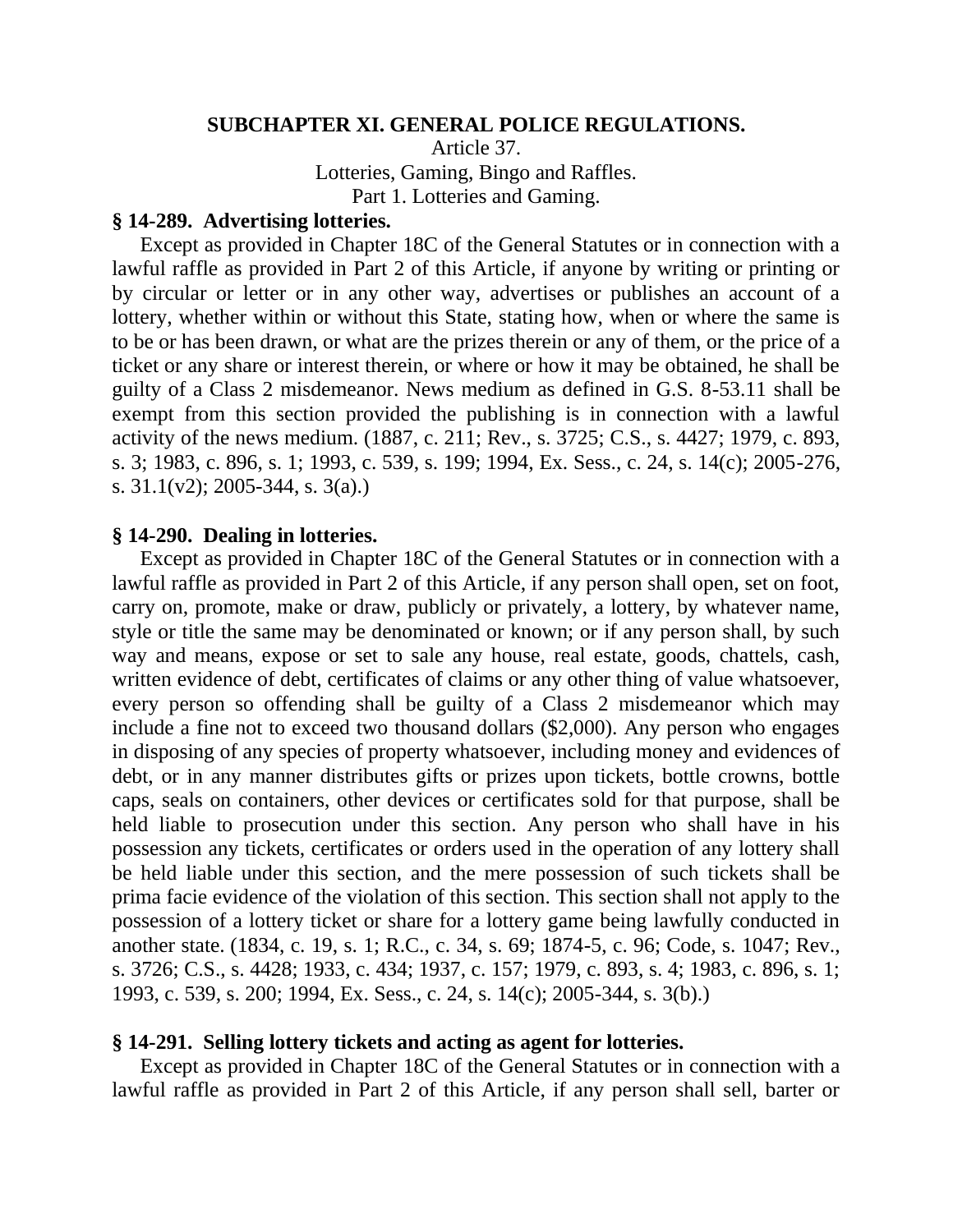# SUBCHAPTER XI. GENERAL POLICE REGULATIONS.

Article 37.

Lotteries, Gaming, Bingo and Raffles.

Part 1. Lotteries and Gaming.

### § 14-289. Advertising lotteries.

Except as provided in Chapter 18C of the General Statutes or in connection with a lawful raffle as provided in Part 2 of this Article, if anyone by writing or printing or by circular or letter or in any other way, advertises or publishes an account of a lottery, whether within or without this State, stating how, when or where the same is to be or has been drawn, or what are the prizes therein or any of them, or the price of a ticket or any share or interest therein, or where or how it may be obtained, he shall be guilty of a Class 2 misdemeanor. News medium as defined in G.S. 8-53.11 shall be exempt from this section provided the publishing is in connection with a lawful activity of the news medium. (1887, c. 211; Rev., s. 3725; C.S., s. 4427; 1979, c. 893, s. 3; 1983, c. 896, s. 1; 1993, c. 539, s. 199; 1994, Ex. Sess., c. 24, s. 14(c); 2005-276, s. 31.1(v2); 2005-344, s. 3(a).)

### § 14-290. Dealing in lotteries.

Except as provided in Chapter 18C of the General Statutes or in connection with a lawful raffle as provided in Part 2 of this Article, if any person shall open, set on foot, carry on, promote, make or draw, publicly or privately, a lottery, by whatever name, style or title the same may be denominated or known; or if any person shall, by such way and means, expose or set to sale any house, real estate, goods, chattels, cash, written evidence of debt, certificates of claims or any other thing of value whatsoever, every person so offending shall be guilty of a Class 2 misdemeanor which may include a fine not to exceed two thousand dollars ($2,000). Any person who engages in disposing of any species of property whatsoever, including money and evidences of debt, or in any manner distributes gifts or prizes upon tickets, bottle crowns, bottle caps, seals on containers, other devices or certificates sold for that purpose, shall be held liable to prosecution under this section. Any person who shall have in his possession any tickets, certificates or orders used in the operation of any lottery shall be held liable under this section, and the mere possession of such tickets shall be prima facie evidence of the violation of this section. This section shall not apply to the possession of a lottery ticket or share for a lottery game being lawfully conducted in another state. (1834, c. 19, s. 1; R.C., c. 34, s. 69; 1874-5, c. 96; Code, s. 1047; Rev., s. 3726; C.S., s. 4428; 1933, c. 434; 1937, c. 157; 1979, c. 893, s. 4; 1983, c. 896, s. 1; 1993, c. 539, s. 200; 1994, Ex. Sess., c. 24, s. 14(c); 2005-344, s. 3(b).)

### § 14-291. Selling lottery tickets and acting as agent for lotteries.

Except as provided in Chapter 18C of the General Statutes or in connection with a lawful raffle as provided in Part 2 of this Article, if any person shall sell, barter or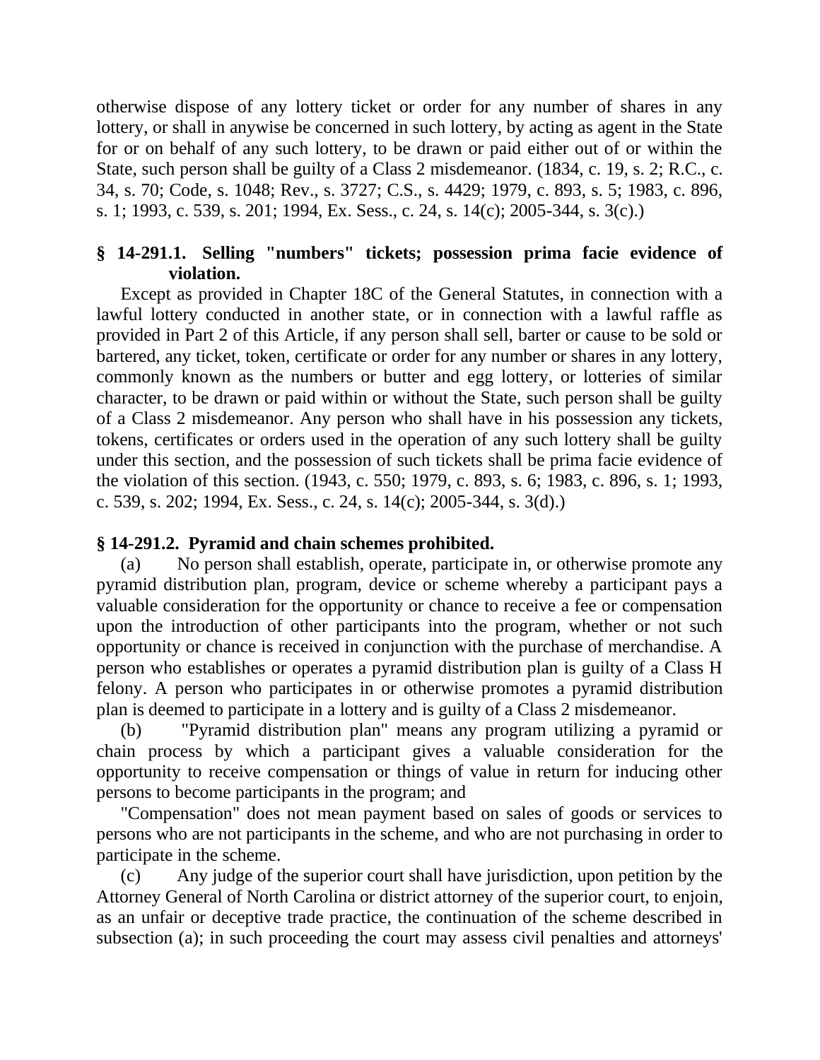otherwise dispose of any lottery ticket or order for any number of shares in any lottery, or shall in anywise be concerned in such lottery, by acting as agent in the State for or on behalf of any such lottery, to be drawn or paid either out of or within the State, such person shall be guilty of a Class 2 misdemeanor. (1834, c. 19, s. 2; R.C., c. 34, s. 70; Code, s. 1048; Rev., s. 3727; C.S., s. 4429; 1979, c. 893, s. 5; 1983, c. 896, s. 1; 1993, c. 539, s. 201; 1994, Ex. Sess., c. 24, s. 14(c); 2005-344, s. 3(c).)

**§ 14-291.1. Selling "numbers" tickets; possession prima facie evidence of violation.**

Except as provided in Chapter 18C of the General Statutes, in connection with a lawful lottery conducted in another state, or in connection with a lawful raffle as provided in Part 2 of this Article, if any person shall sell, barter or cause to be sold or bartered, any ticket, token, certificate or order for any number or shares in any lottery, commonly known as the numbers or butter and egg lottery, or lotteries of similar character, to be drawn or paid within or without the State, such person shall be guilty of a Class 2 misdemeanor. Any person who shall have in his possession any tickets, tokens, certificates or orders used in the operation of any such lottery shall be guilty under this section, and the possession of such tickets shall be prima facie evidence of the violation of this section. (1943, c. 550; 1979, c. 893, s. 6; 1983, c. 896, s. 1; 1993, c. 539, s. 202; 1994, Ex. Sess., c. 24, s. 14(c); 2005-344, s. 3(d).)

**§ 14-291.2. Pyramid and chain schemes prohibited.**

(a) No person shall establish, operate, participate in, or otherwise promote any pyramid distribution plan, program, device or scheme whereby a participant pays a valuable consideration for the opportunity or chance to receive a fee or compensation upon the introduction of other participants into the program, whether or not such opportunity or chance is received in conjunction with the purchase of merchandise. A person who establishes or operates a pyramid distribution plan is guilty of a Class H felony. A person who participates in or otherwise promotes a pyramid distribution plan is deemed to participate in a lottery and is guilty of a Class 2 misdemeanor.

(b) "Pyramid distribution plan" means any program utilizing a pyramid or chain process by which a participant gives a valuable consideration for the opportunity to receive compensation or things of value in return for inducing other persons to become participants in the program; and

"Compensation" does not mean payment based on sales of goods or services to persons who are not participants in the scheme, and who are not purchasing in order to participate in the scheme.

(c) Any judge of the superior court shall have jurisdiction, upon petition by the Attorney General of North Carolina or district attorney of the superior court, to enjoin, as an unfair or deceptive trade practice, the continuation of the scheme described in subsection (a); in such proceeding the court may assess civil penalties and attorneys'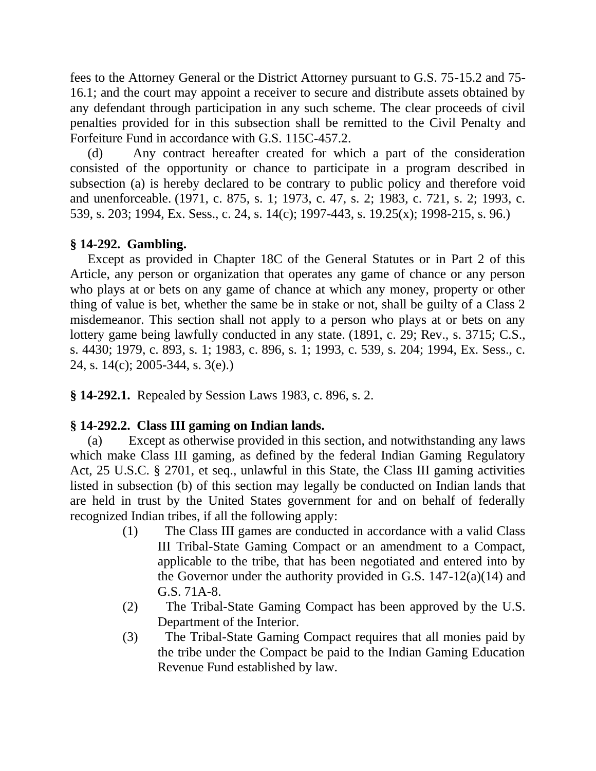fees to the Attorney General or the District Attorney pursuant to G.S. 75-15.2 and 75-16.1; and the court may appoint a receiver to secure and distribute assets obtained by any defendant through participation in any such scheme. The clear proceeds of civil penalties provided for in this subsection shall be remitted to the Civil Penalty and Forfeiture Fund in accordance with G.S. 115C-457.2.

(d) Any contract hereafter created for which a part of the consideration consisted of the opportunity or chance to participate in a program described in subsection (a) is hereby declared to be contrary to public policy and therefore void and unenforceable. (1971, c. 875, s. 1; 1973, c. 47, s. 2; 1983, c. 721, s. 2; 1993, c. 539, s. 203; 1994, Ex. Sess., c. 24, s. 14(c); 1997-443, s. 19.25(x); 1998-215, s. 96.)

**§ 14-292. Gambling.**

Except as provided in Chapter 18C of the General Statutes or in Part 2 of this Article, any person or organization that operates any game of chance or any person who plays at or bets on any game of chance at which any money, property or other thing of value is bet, whether the same be in stake or not, shall be guilty of a Class 2 misdemeanor. This section shall not apply to a person who plays at or bets on any lottery game being lawfully conducted in any state. (1891, c. 29; Rev., s. 3715; C.S., s. 4430; 1979, c. 893, s. 1; 1983, c. 896, s. 1; 1993, c. 539, s. 204; 1994, Ex. Sess., c. 24, s. 14(c); 2005-344, s. 3(e).)

**§ 14-292.1.** Repealed by Session Laws 1983, c. 896, s. 2.

**§ 14-292.2. Class III gaming on Indian lands.**

(a) Except as otherwise provided in this section, and notwithstanding any laws which make Class III gaming, as defined by the federal Indian Gaming Regulatory Act, 25 U.S.C. § 2701, et seq., unlawful in this State, the Class III gaming activities listed in subsection (b) of this section may legally be conducted on Indian lands that are held in trust by the United States government for and on behalf of federally recognized Indian tribes, if all the following apply:

(1) The Class III games are conducted in accordance with a valid Class III Tribal-State Gaming Compact or an amendment to a Compact, applicable to the tribe, that has been negotiated and entered into by the Governor under the authority provided in G.S. 147-12(a)(14) and G.S. 71A-8.

(2) The Tribal-State Gaming Compact has been approved by the U.S. Department of the Interior.

(3) The Tribal-State Gaming Compact requires that all monies paid by the tribe under the Compact be paid to the Indian Gaming Education Revenue Fund established by law.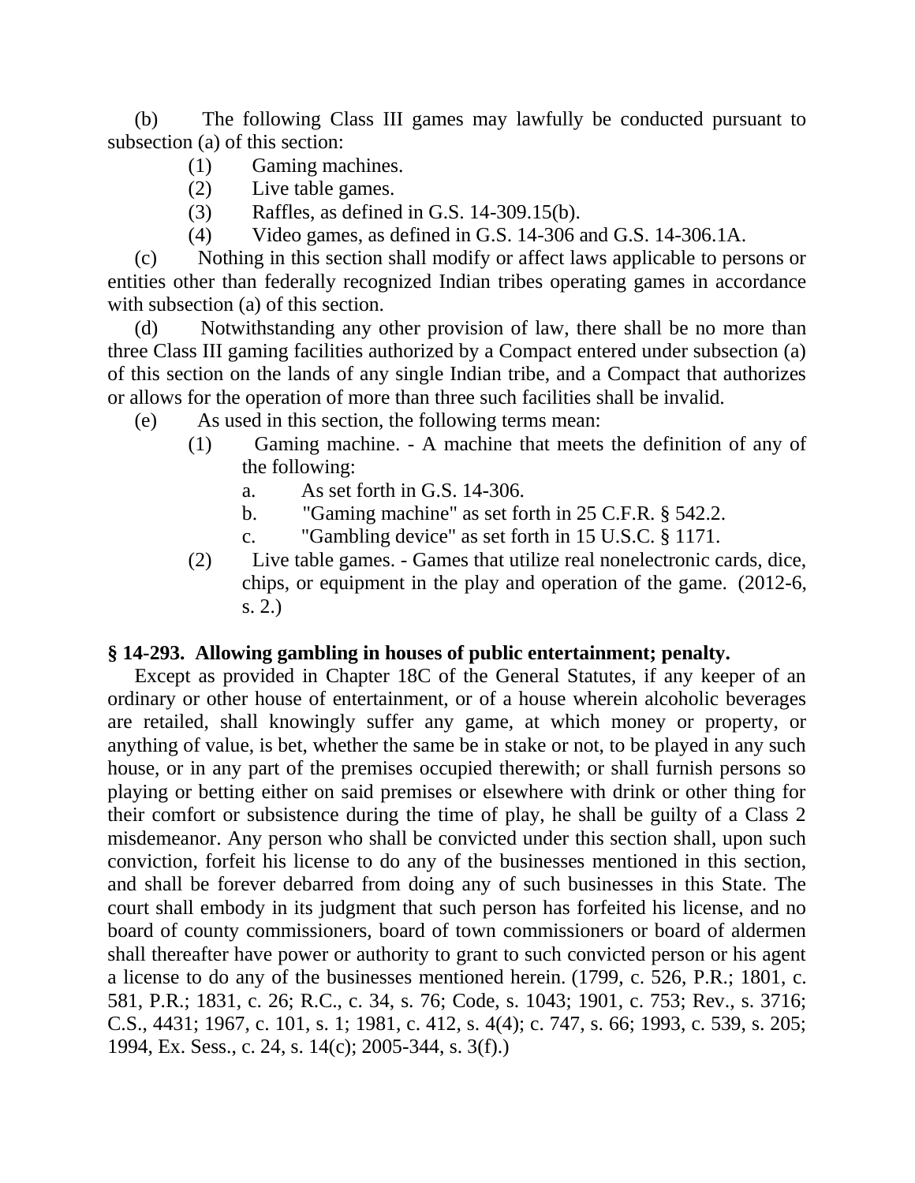(b) The following Class III games may lawfully be conducted pursuant to subsection (a) of this section:

(1) Gaming machines.

(2) Live table games.

(3) Raffles, as defined in G.S. 14-309.15(b).

(4) Video games, as defined in G.S. 14-306 and G.S. 14-306.1A.

(c) Nothing in this section shall modify or affect laws applicable to persons or entities other than federally recognized Indian tribes operating games in accordance with subsection (a) of this section.

(d) Notwithstanding any other provision of law, there shall be no more than three Class III gaming facilities authorized by a Compact entered under subsection (a) of this section on the lands of any single Indian tribe, and a Compact that authorizes or allows for the operation of more than three such facilities shall be invalid.

(e) As used in this section, the following terms mean:

(1) Gaming machine. - A machine that meets the definition of any of the following:

a. As set forth in G.S. 14-306.

b. "Gaming machine" as set forth in 25 C.F.R. § 542.2.

c. "Gambling device" as set forth in 15 U.S.C. § 1171.

(2) Live table games. - Games that utilize real nonelectronic cards, dice, chips, or equipment in the play and operation of the game. (2012-6, s. 2.)

**§ 14-293. Allowing gambling in houses of public entertainment; penalty.**

Except as provided in Chapter 18C of the General Statutes, if any keeper of an ordinary or other house of entertainment, or of a house wherein alcoholic beverages are retailed, shall knowingly suffer any game, at which money or property, or anything of value, is bet, whether the same be in stake or not, to be played in any such house, or in any part of the premises occupied therewith; or shall furnish persons so playing or betting either on said premises or elsewhere with drink or other thing for their comfort or subsistence during the time of play, he shall be guilty of a Class 2 misdemeanor. Any person who shall be convicted under this section shall, upon such conviction, forfeit his license to do any of the businesses mentioned in this section, and shall be forever debarred from doing any of such businesses in this State. The court shall embody in its judgment that such person has forfeited his license, and no board of county commissioners, board of town commissioners or board of aldermen shall thereafter have power or authority to grant to such convicted person or his agent a license to do any of the businesses mentioned herein. (1799, c. 526, P.R.; 1801, c. 581, P.R.; 1831, c. 26; R.C., c. 34, s. 76; Code, s. 1043; 1901, c. 753; Rev., s. 3716; C.S., 4431; 1967, c. 101, s. 1; 1981, c. 412, s. 4(4); c. 747, s. 66; 1993, c. 539, s. 205; 1994, Ex. Sess., c. 24, s. 14(c); 2005-344, s. 3(f).)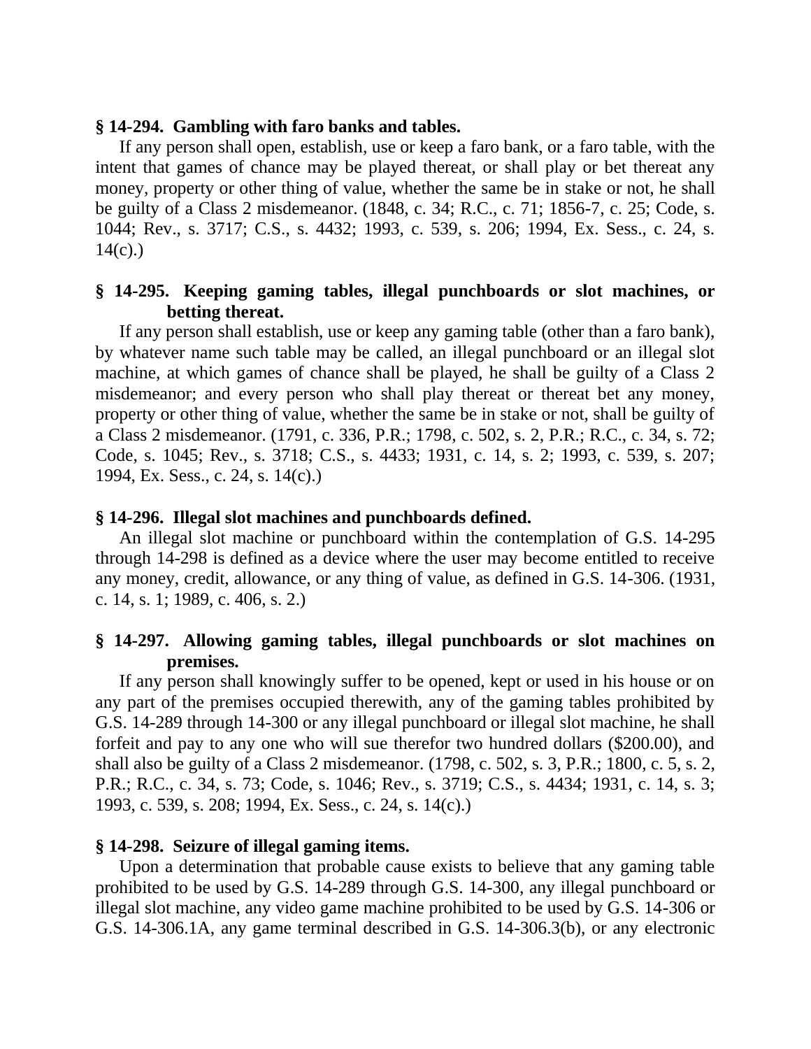**§ 14-294. Gambling with faro banks and tables.**

If any person shall open, establish, use or keep a faro bank, or a faro table, with the intent that games of chance may be played thereat, or shall play or bet thereat any money, property or other thing of value, whether the same be in stake or not, he shall be guilty of a Class 2 misdemeanor. (1848, c. 34; R.C., c. 71; 1856-7, c. 25; Code, s. 1044; Rev., s. 3717; C.S., s. 4432; 1993, c. 539, s. 206; 1994, Ex. Sess., c. 24, s. 14(c).)

**§ 14-295. Keeping gaming tables, illegal punchboards or slot machines, or betting thereat.**

If any person shall establish, use or keep any gaming table (other than a faro bank), by whatever name such table may be called, an illegal punchboard or an illegal slot machine, at which games of chance shall be played, he shall be guilty of a Class 2 misdemeanor; and every person who shall play thereat or thereat bet any money, property or other thing of value, whether the same be in stake or not, shall be guilty of a Class 2 misdemeanor. (1791, c. 336, P.R.; 1798, c. 502, s. 2, P.R.; R.C., c. 34, s. 72; Code, s. 1045; Rev., s. 3718; C.S., s. 4433; 1931, c. 14, s. 2; 1993, c. 539, s. 207; 1994, Ex. Sess., c. 24, s. 14(c).)

**§ 14-296. Illegal slot machines and punchboards defined.**

An illegal slot machine or punchboard within the contemplation of G.S. 14-295 through 14-298 is defined as a device where the user may become entitled to receive any money, credit, allowance, or any thing of value, as defined in G.S. 14-306. (1931, c. 14, s. 1; 1989, c. 406, s. 2.)

**§ 14-297. Allowing gaming tables, illegal punchboards or slot machines on premises.**

If any person shall knowingly suffer to be opened, kept or used in his house or on any part of the premises occupied therewith, any of the gaming tables prohibited by G.S. 14-289 through 14-300 or any illegal punchboard or illegal slot machine, he shall forfeit and pay to any one who will sue therefor two hundred dollars ($200.00), and shall also be guilty of a Class 2 misdemeanor. (1798, c. 502, s. 3, P.R.; 1800, c. 5, s. 2, P.R.; R.C., c. 34, s. 73; Code, s. 1046; Rev., s. 3719; C.S., s. 4434; 1931, c. 14, s. 3; 1993, c. 539, s. 208; 1994, Ex. Sess., c. 24, s. 14(c).)

**§ 14-298. Seizure of illegal gaming items.**

Upon a determination that probable cause exists to believe that any gaming table prohibited to be used by G.S. 14-289 through G.S. 14-300, any illegal punchboard or illegal slot machine, any video game machine prohibited to be used by G.S. 14-306 or G.S. 14-306.1A, any game terminal described in G.S. 14-306.3(b), or any electronic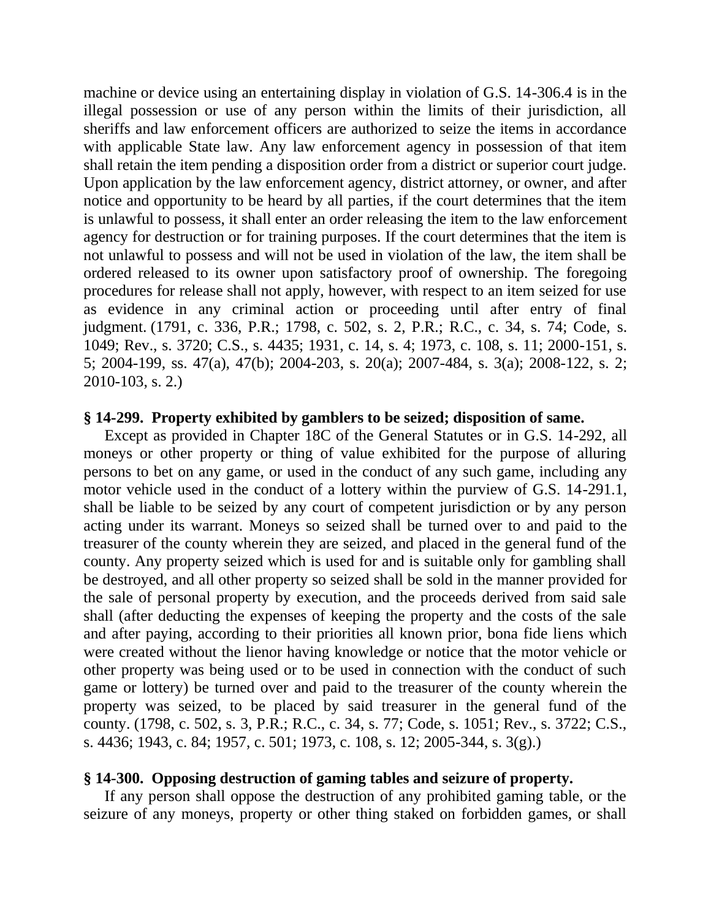machine or device using an entertaining display in violation of G.S. 14-306.4 is in the illegal possession or use of any person within the limits of their jurisdiction, all sheriffs and law enforcement officers are authorized to seize the items in accordance with applicable State law. Any law enforcement agency in possession of that item shall retain the item pending a disposition order from a district or superior court judge. Upon application by the law enforcement agency, district attorney, or owner, and after notice and opportunity to be heard by all parties, if the court determines that the item is unlawful to possess, it shall enter an order releasing the item to the law enforcement agency for destruction or for training purposes. If the court determines that the item is not unlawful to possess and will not be used in violation of the law, the item shall be ordered released to its owner upon satisfactory proof of ownership. The foregoing procedures for release shall not apply, however, with respect to an item seized for use as evidence in any criminal action or proceeding until after entry of final judgment. (1791, c. 336, P.R.; 1798, c. 502, s. 2, P.R.; R.C., c. 34, s. 74; Code, s. 1049; Rev., s. 3720; C.S., s. 4435; 1931, c. 14, s. 4; 1973, c. 108, s. 11; 2000-151, s. 5; 2004-199, ss. 47(a), 47(b); 2004-203, s. 20(a); 2007-484, s. 3(a); 2008-122, s. 2; 2010-103, s. 2.)

**§ 14-299. Property exhibited by gamblers to be seized; disposition of same.**

Except as provided in Chapter 18C of the General Statutes or in G.S. 14-292, all moneys or other property or thing of value exhibited for the purpose of alluring persons to bet on any game, or used in the conduct of any such game, including any motor vehicle used in the conduct of a lottery within the purview of G.S. 14-291.1, shall be liable to be seized by any court of competent jurisdiction or by any person acting under its warrant. Moneys so seized shall be turned over to and paid to the treasurer of the county wherein they are seized, and placed in the general fund of the county. Any property seized which is used for and is suitable only for gambling shall be destroyed, and all other property so seized shall be sold in the manner provided for the sale of personal property by execution, and the proceeds derived from said sale shall (after deducting the expenses of keeping the property and the costs of the sale and after paying, according to their priorities all known prior, bona fide liens which were created without the lienor having knowledge or notice that the motor vehicle or other property was being used or to be used in connection with the conduct of such game or lottery) be turned over and paid to the treasurer of the county wherein the property was seized, to be placed by said treasurer in the general fund of the county. (1798, c. 502, s. 3, P.R.; R.C., c. 34, s. 77; Code, s. 1051; Rev., s. 3722; C.S., s. 4436; 1943, c. 84; 1957, c. 501; 1973, c. 108, s. 12; 2005-344, s. 3(g).)

**§ 14-300. Opposing destruction of gaming tables and seizure of property.**

If any person shall oppose the destruction of any prohibited gaming table, or the seizure of any moneys, property or other thing staked on forbidden games, or shall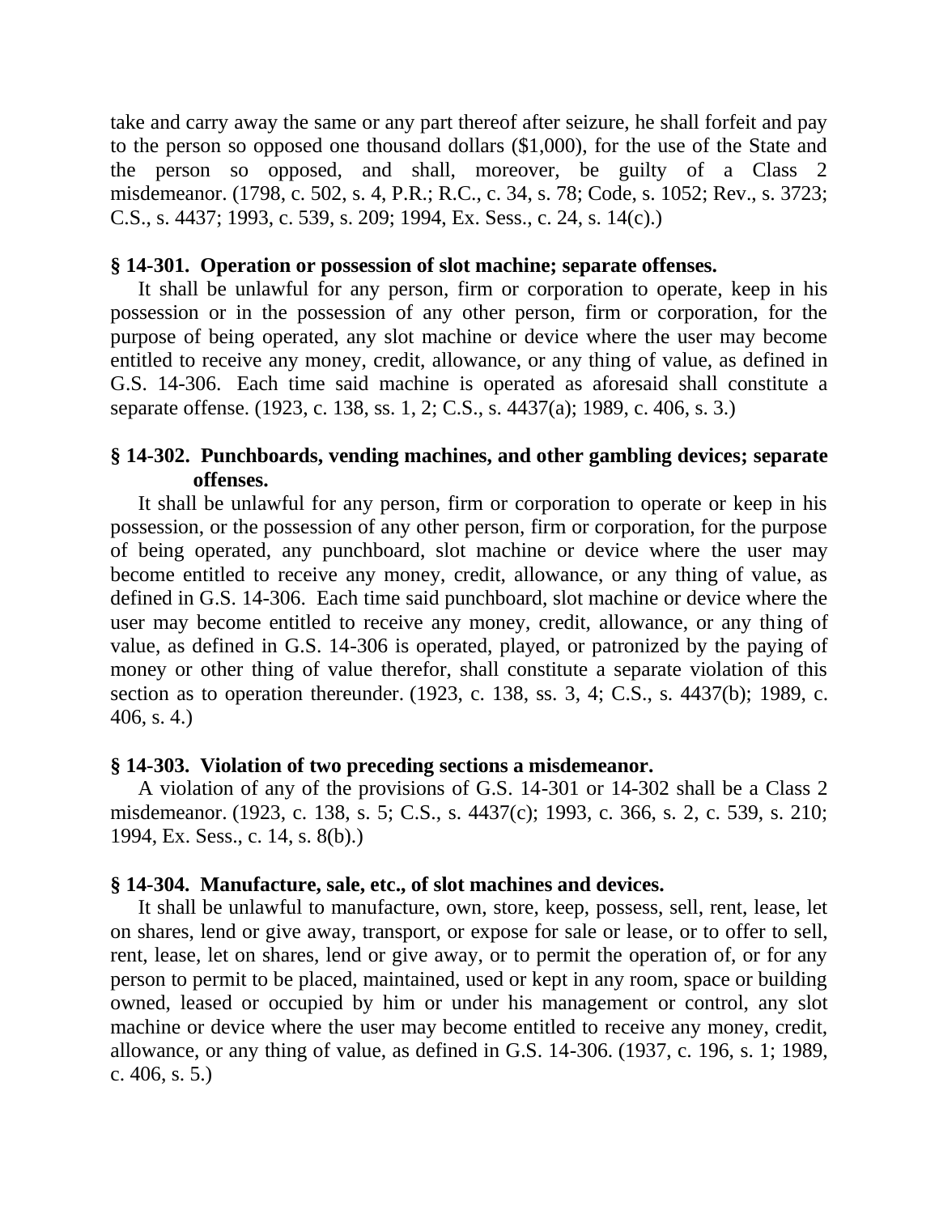take and carry away the same or any part thereof after seizure, he shall forfeit and pay to the person so opposed one thousand dollars ($1,000), for the use of the State and the person so opposed, and shall, moreover, be guilty of a Class 2 misdemeanor. (1798, c. 502, s. 4, P.R.; R.C., c. 34, s. 78; Code, s. 1052; Rev., s. 3723; C.S., s. 4437; 1993, c. 539, s. 209; 1994, Ex. Sess., c. 24, s. 14(c).)

**§ 14-301. Operation or possession of slot machine; separate offenses.**

It shall be unlawful for any person, firm or corporation to operate, keep in his possession or in the possession of any other person, firm or corporation, for the purpose of being operated, any slot machine or device where the user may become entitled to receive any money, credit, allowance, or any thing of value, as defined in G.S. 14-306. Each time said machine is operated as aforesaid shall constitute a separate offense. (1923, c. 138, ss. 1, 2; C.S., s. 4437(a); 1989, c. 406, s. 3.)

**§ 14-302. Punchboards, vending machines, and other gambling devices; separate offenses.**

It shall be unlawful for any person, firm or corporation to operate or keep in his possession, or the possession of any other person, firm or corporation, for the purpose of being operated, any punchboard, slot machine or device where the user may become entitled to receive any money, credit, allowance, or any thing of value, as defined in G.S. 14-306. Each time said punchboard, slot machine or device where the user may become entitled to receive any money, credit, allowance, or any thing of value, as defined in G.S. 14-306 is operated, played, or patronized by the paying of money or other thing of value therefor, shall constitute a separate violation of this section as to operation thereunder. (1923, c. 138, ss. 3, 4; C.S., s. 4437(b); 1989, c. 406, s. 4.)

**§ 14-303. Violation of two preceding sections a misdemeanor.**

A violation of any of the provisions of G.S. 14-301 or 14-302 shall be a Class 2 misdemeanor. (1923, c. 138, s. 5; C.S., s. 4437(c); 1993, c. 366, s. 2, c. 539, s. 210; 1994, Ex. Sess., c. 14, s. 8(b).)

**§ 14-304. Manufacture, sale, etc., of slot machines and devices.**

It shall be unlawful to manufacture, own, store, keep, possess, sell, rent, lease, let on shares, lend or give away, transport, or expose for sale or lease, or to offer to sell, rent, lease, let on shares, lend or give away, or to permit the operation of, or for any person to permit to be placed, maintained, used or kept in any room, space or building owned, leased or occupied by him or under his management or control, any slot machine or device where the user may become entitled to receive any money, credit, allowance, or any thing of value, as defined in G.S. 14-306. (1937, c. 196, s. 1; 1989, c. 406, s. 5.)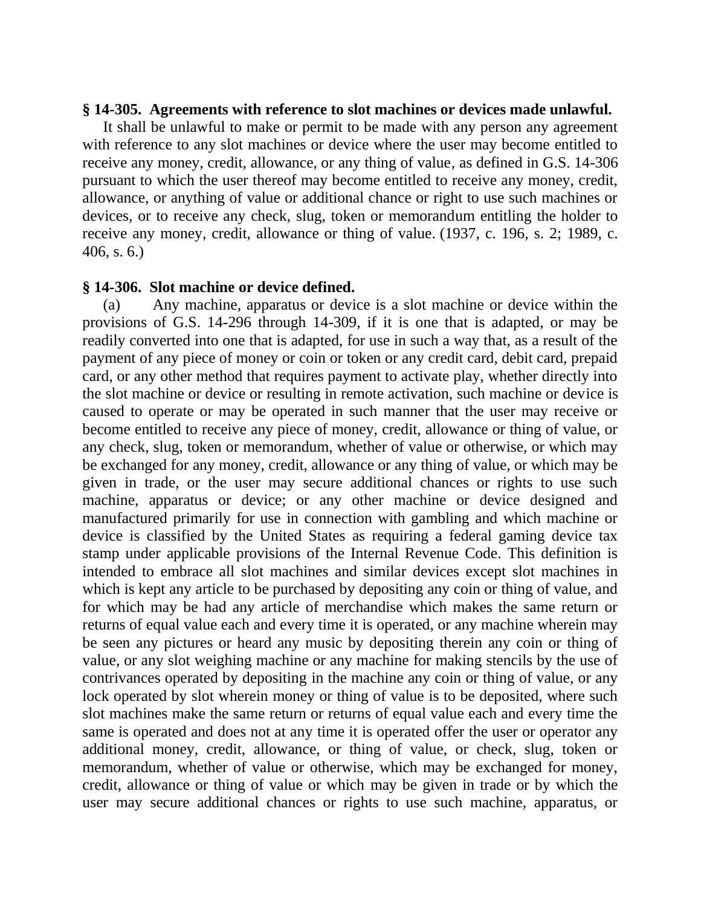**§ 14-305. Agreements with reference to slot machines or devices made unlawful.**

It shall be unlawful to make or permit to be made with any person any agreement with reference to any slot machines or device where the user may become entitled to receive any money, credit, allowance, or any thing of value, as defined in G.S. 14-306 pursuant to which the user thereof may become entitled to receive any money, credit, allowance, or anything of value or additional chance or right to use such machines or devices, or to receive any check, slug, token or memorandum entitling the holder to receive any money, credit, allowance or thing of value. (1937, c. 196, s. 2; 1989, c. 406, s. 6.)

**§ 14-306. Slot machine or device defined.**

(a) Any machine, apparatus or device is a slot machine or device within the provisions of G.S. 14-296 through 14-309, if it is one that is adapted, or may be readily converted into one that is adapted, for use in such a way that, as a result of the payment of any piece of money or coin or token or any credit card, debit card, prepaid card, or any other method that requires payment to activate play, whether directly into the slot machine or device or resulting in remote activation, such machine or device is caused to operate or may be operated in such manner that the user may receive or become entitled to receive any piece of money, credit, allowance or thing of value, or any check, slug, token or memorandum, whether of value or otherwise, or which may be exchanged for any money, credit, allowance or any thing of value, or which may be given in trade, or the user may secure additional chances or rights to use such machine, apparatus or device; or any other machine or device designed and manufactured primarily for use in connection with gambling and which machine or device is classified by the United States as requiring a federal gaming device tax stamp under applicable provisions of the Internal Revenue Code. This definition is intended to embrace all slot machines and similar devices except slot machines in which is kept any article to be purchased by depositing any coin or thing of value, and for which may be had any article of merchandise which makes the same return or returns of equal value each and every time it is operated, or any machine wherein may be seen any pictures or heard any music by depositing therein any coin or thing of value, or any slot weighing machine or any machine for making stencils by the use of contrivances operated by depositing in the machine any coin or thing of value, or any lock operated by slot wherein money or thing of value is to be deposited, where such slot machines make the same return or returns of equal value each and every time the same is operated and does not at any time it is operated offer the user or operator any additional money, credit, allowance, or thing of value, or check, slug, token or memorandum, whether of value or otherwise, which may be exchanged for money, credit, allowance or thing of value or which may be given in trade or by which the user may secure additional chances or rights to use such machine, apparatus, or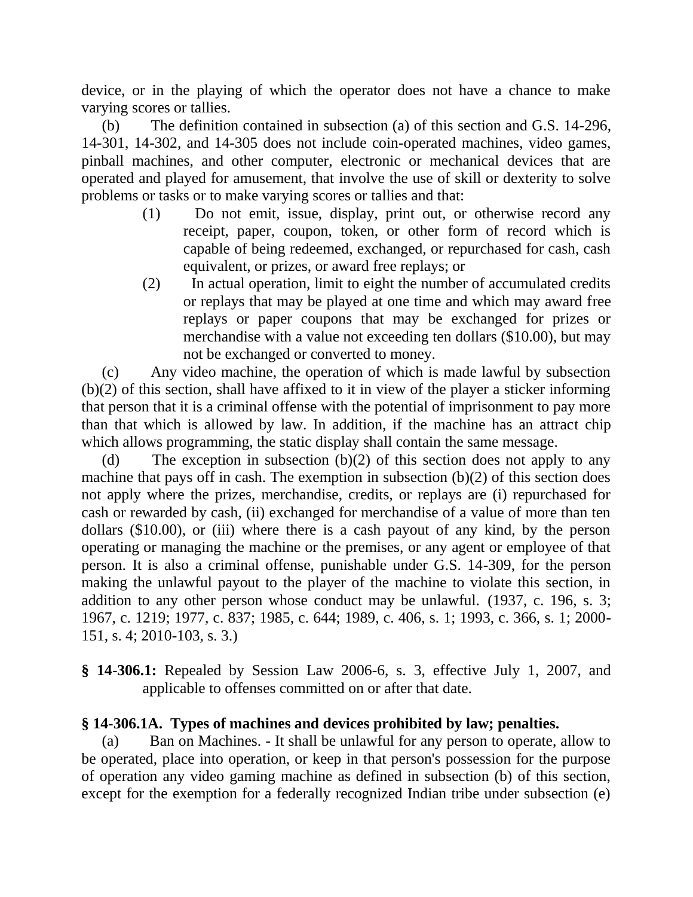device, or in the playing of which the operator does not have a chance to make varying scores or tallies.

(b) The definition contained in subsection (a) of this section and G.S. 14-296, 14-301, 14-302, and 14-305 does not include coin-operated machines, video games, pinball machines, and other computer, electronic or mechanical devices that are operated and played for amusement, that involve the use of skill or dexterity to solve problems or tasks or to make varying scores or tallies and that:

(1) Do not emit, issue, display, print out, or otherwise record any receipt, paper, coupon, token, or other form of record which is capable of being redeemed, exchanged, or repurchased for cash, cash equivalent, or prizes, or award free replays; or

(2) In actual operation, limit to eight the number of accumulated credits or replays that may be played at one time and which may award free replays or paper coupons that may be exchanged for prizes or merchandise with a value not exceeding ten dollars ($10.00), but may not be exchanged or converted to money.

(c) Any video machine, the operation of which is made lawful by subsection (b)(2) of this section, shall have affixed to it in view of the player a sticker informing that person that it is a criminal offense with the potential of imprisonment to pay more than that which is allowed by law. In addition, if the machine has an attract chip which allows programming, the static display shall contain the same message.

(d) The exception in subsection (b)(2) of this section does not apply to any machine that pays off in cash. The exemption in subsection (b)(2) of this section does not apply where the prizes, merchandise, credits, or replays are (i) repurchased for cash or rewarded by cash, (ii) exchanged for merchandise of a value of more than ten dollars ($10.00), or (iii) where there is a cash payout of any kind, by the person operating or managing the machine or the premises, or any agent or employee of that person. It is also a criminal offense, punishable under G.S. 14-309, for the person making the unlawful payout to the player of the machine to violate this section, in addition to any other person whose conduct may be unlawful. (1937, c. 196, s. 3; 1967, c. 1219; 1977, c. 837; 1985, c. 644; 1989, c. 406, s. 1; 1993, c. 366, s. 1; 2000-151, s. 4; 2010-103, s. 3.)

**§ 14-306.1:** Repealed by Session Law 2006-6, s. 3, effective July 1, 2007, and applicable to offenses committed on or after that date.

**§ 14-306.1A. Types of machines and devices prohibited by law; penalties.**

(a) Ban on Machines. - It shall be unlawful for any person to operate, allow to be operated, place into operation, or keep in that person's possession for the purpose of operation any video gaming machine as defined in subsection (b) of this section, except for the exemption for a federally recognized Indian tribe under subsection (e)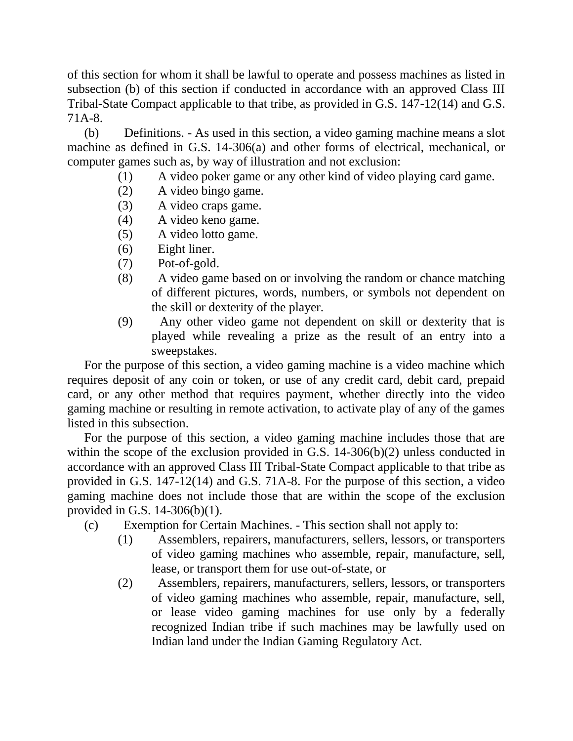of this section for whom it shall be lawful to operate and possess machines as listed in subsection (b) of this section if conducted in accordance with an approved Class III Tribal-State Compact applicable to that tribe, as provided in G.S. 147-12(14) and G.S. 71A-8.

(b) Definitions. - As used in this section, a video gaming machine means a slot machine as defined in G.S. 14-306(a) and other forms of electrical, mechanical, or computer games such as, by way of illustration and not exclusion:

(1) A video poker game or any other kind of video playing card game.

(2) A video bingo game.

(3) A video craps game.

(4) A video keno game.

(5) A video lotto game.

(6) Eight liner.

(7) Pot-of-gold.

(8) A video game based on or involving the random or chance matching of different pictures, words, numbers, or symbols not dependent on the skill or dexterity of the player.

(9) Any other video game not dependent on skill or dexterity that is played while revealing a prize as the result of an entry into a sweepstakes.

For the purpose of this section, a video gaming machine is a video machine which requires deposit of any coin or token, or use of any credit card, debit card, prepaid card, or any other method that requires payment, whether directly into the video gaming machine or resulting in remote activation, to activate play of any of the games listed in this subsection.

For the purpose of this section, a video gaming machine includes those that are within the scope of the exclusion provided in G.S. 14-306(b)(2) unless conducted in accordance with an approved Class III Tribal-State Compact applicable to that tribe as provided in G.S. 147-12(14) and G.S. 71A-8. For the purpose of this section, a video gaming machine does not include those that are within the scope of the exclusion provided in G.S. 14-306(b)(1).

(c) Exemption for Certain Machines. - This section shall not apply to:

(1) Assemblers, repairers, manufacturers, sellers, lessors, or transporters of video gaming machines who assemble, repair, manufacture, sell, lease, or transport them for use out-of-state, or

(2) Assemblers, repairers, manufacturers, sellers, lessors, or transporters of video gaming machines who assemble, repair, manufacture, sell, or lease video gaming machines for use only by a federally recognized Indian tribe if such machines may be lawfully used on Indian land under the Indian Gaming Regulatory Act.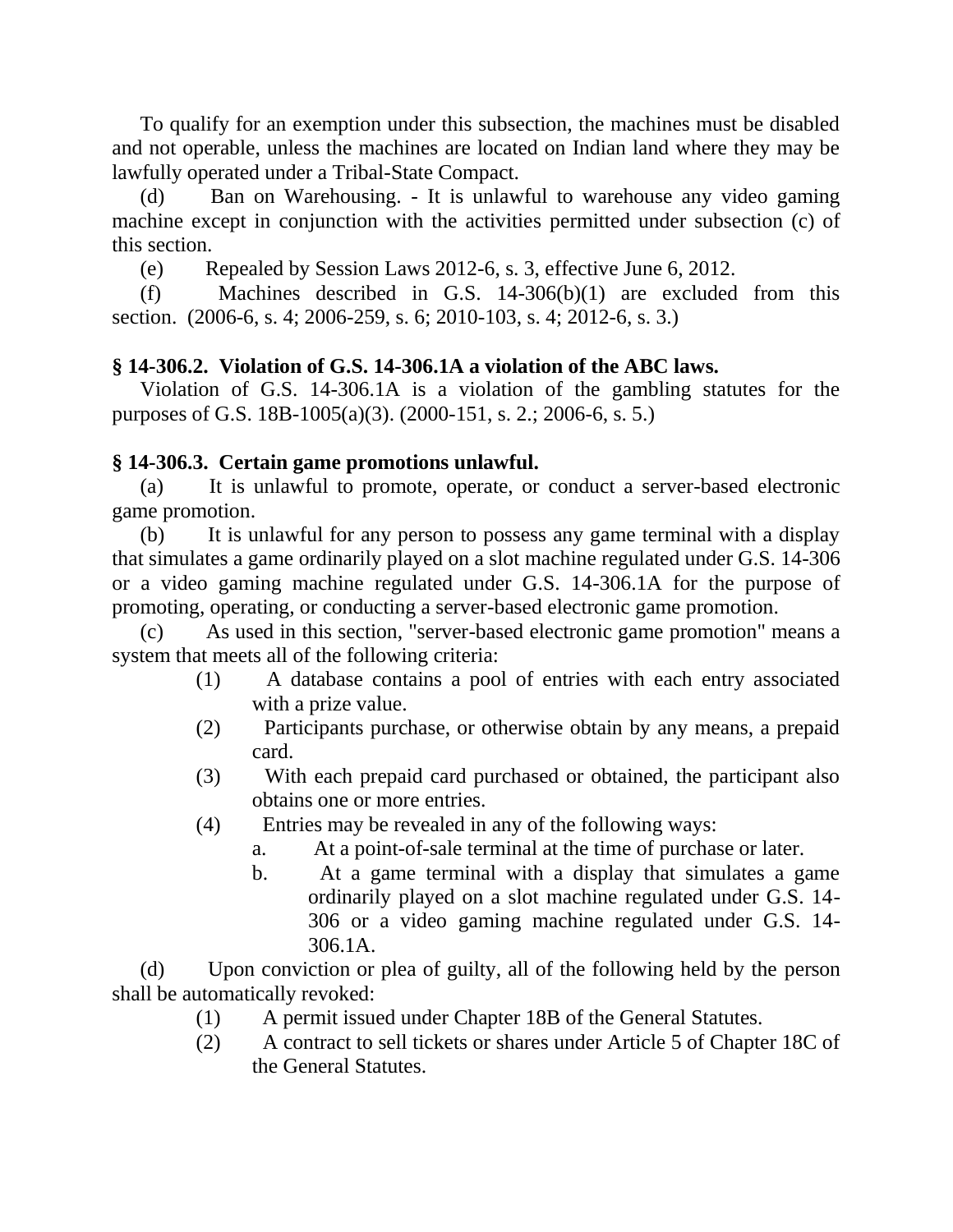To qualify for an exemption under this subsection, the machines must be disabled and not operable, unless the machines are located on Indian land where they may be lawfully operated under a Tribal-State Compact.

(d) Ban on Warehousing. - It is unlawful to warehouse any video gaming machine except in conjunction with the activities permitted under subsection (c) of this section.

(e) Repealed by Session Laws 2012-6, s. 3, effective June 6, 2012.

(f) Machines described in G.S. 14-306(b)(1) are excluded from this section. (2006-6, s. 4; 2006-259, s. 6; 2010-103, s. 4; 2012-6, s. 3.)

**§ 14-306.2. Violation of G.S. 14-306.1A a violation of the ABC laws.**

Violation of G.S. 14-306.1A is a violation of the gambling statutes for the purposes of G.S. 18B-1005(a)(3). (2000-151, s. 2.; 2006-6, s. 5.)

**§ 14-306.3. Certain game promotions unlawful.**

(a) It is unlawful to promote, operate, or conduct a server-based electronic game promotion.

(b) It is unlawful for any person to possess any game terminal with a display that simulates a game ordinarily played on a slot machine regulated under G.S. 14-306 or a video gaming machine regulated under G.S. 14-306.1A for the purpose of promoting, operating, or conducting a server-based electronic game promotion.

(c) As used in this section, "server-based electronic game promotion" means a system that meets all of the following criteria:

(1) A database contains a pool of entries with each entry associated with a prize value.

(2) Participants purchase, or otherwise obtain by any means, a prepaid card.

(3) With each prepaid card purchased or obtained, the participant also obtains one or more entries.

(4) Entries may be revealed in any of the following ways:

a. At a point-of-sale terminal at the time of purchase or later.

b. At a game terminal with a display that simulates a game ordinarily played on a slot machine regulated under G.S. 14-306 or a video gaming machine regulated under G.S. 14-306.1A.

(d) Upon conviction or plea of guilty, all of the following held by the person shall be automatically revoked:

(1) A permit issued under Chapter 18B of the General Statutes.

(2) A contract to sell tickets or shares under Article 5 of Chapter 18C of the General Statutes.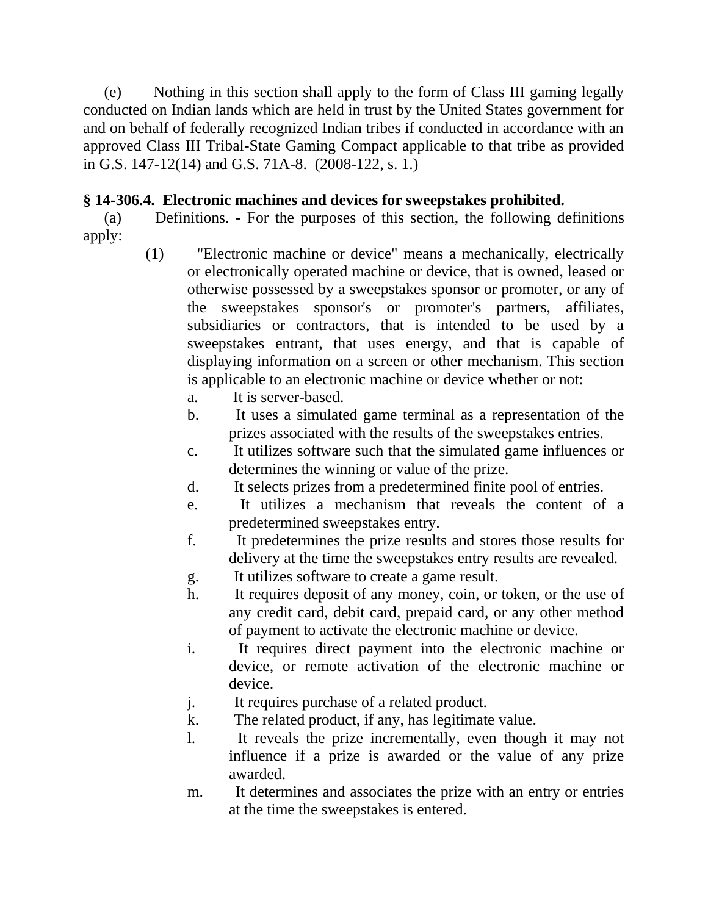(e) Nothing in this section shall apply to the form of Class III gaming legally conducted on Indian lands which are held in trust by the United States government for and on behalf of federally recognized Indian tribes if conducted in accordance with an approved Class III Tribal-State Gaming Compact applicable to that tribe as provided in G.S. 147-12(14) and G.S. 71A-8. (2008-122, s. 1.)

**§ 14-306.4. Electronic machines and devices for sweepstakes prohibited.**

(a) Definitions. - For the purposes of this section, the following definitions apply:

(1) "Electronic machine or device" means a mechanically, electrically or electronically operated machine or device, that is owned, leased or otherwise possessed by a sweepstakes sponsor or promoter, or any of the sweepstakes sponsor's or promoter's partners, affiliates, subsidiaries or contractors, that is intended to be used by a sweepstakes entrant, that uses energy, and that is capable of displaying information on a screen or other mechanism. This section is applicable to an electronic machine or device whether or not:

a. It is server-based.
b. It uses a simulated game terminal as a representation of the prizes associated with the results of the sweepstakes entries.
c. It utilizes software such that the simulated game influences or determines the winning or value of the prize.
d. It selects prizes from a predetermined finite pool of entries.
e. It utilizes a mechanism that reveals the content of a predetermined sweepstakes entry.
f. It predetermines the prize results and stores those results for delivery at the time the sweepstakes entry results are revealed.
g. It utilizes software to create a game result.
h. It requires deposit of any money, coin, or token, or the use of any credit card, debit card, prepaid card, or any other method of payment to activate the electronic machine or device.
i. It requires direct payment into the electronic machine or device, or remote activation of the electronic machine or device.
j. It requires purchase of a related product.
k. The related product, if any, has legitimate value.
l. It reveals the prize incrementally, even though it may not influence if a prize is awarded or the value of any prize awarded.
m. It determines and associates the prize with an entry or entries at the time the sweepstakes is entered.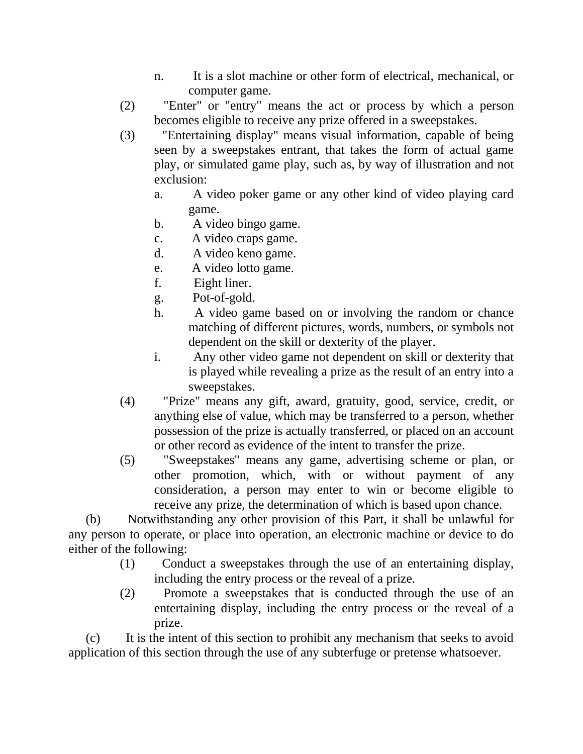n. It is a slot machine or other form of electrical, mechanical, or computer game.

(2) "Enter" or "entry" means the act or process by which a person becomes eligible to receive any prize offered in a sweepstakes.

(3) "Entertaining display" means visual information, capable of being seen by a sweepstakes entrant, that takes the form of actual game play, or simulated game play, such as, by way of illustration and not exclusion:

a. A video poker game or any other kind of video playing card game.

b. A video bingo game.

c. A video craps game.

d. A video keno game.

e. A video lotto game.

f. Eight liner.

g. Pot-of-gold.

h. A video game based on or involving the random or chance matching of different pictures, words, numbers, or symbols not dependent on the skill or dexterity of the player.

i. Any other video game not dependent on skill or dexterity that is played while revealing a prize as the result of an entry into a sweepstakes.

(4) "Prize" means any gift, award, gratuity, good, service, credit, or anything else of value, which may be transferred to a person, whether possession of the prize is actually transferred, or placed on an account or other record as evidence of the intent to transfer the prize.

(5) "Sweepstakes" means any game, advertising scheme or plan, or other promotion, which, with or without payment of any consideration, a person may enter to win or become eligible to receive any prize, the determination of which is based upon chance.

(b) Notwithstanding any other provision of this Part, it shall be unlawful for any person to operate, or place into operation, an electronic machine or device to do either of the following:

(1) Conduct a sweepstakes through the use of an entertaining display, including the entry process or the reveal of a prize.

(2) Promote a sweepstakes that is conducted through the use of an entertaining display, including the entry process or the reveal of a prize.

(c) It is the intent of this section to prohibit any mechanism that seeks to avoid application of this section through the use of any subterfuge or pretense whatsoever.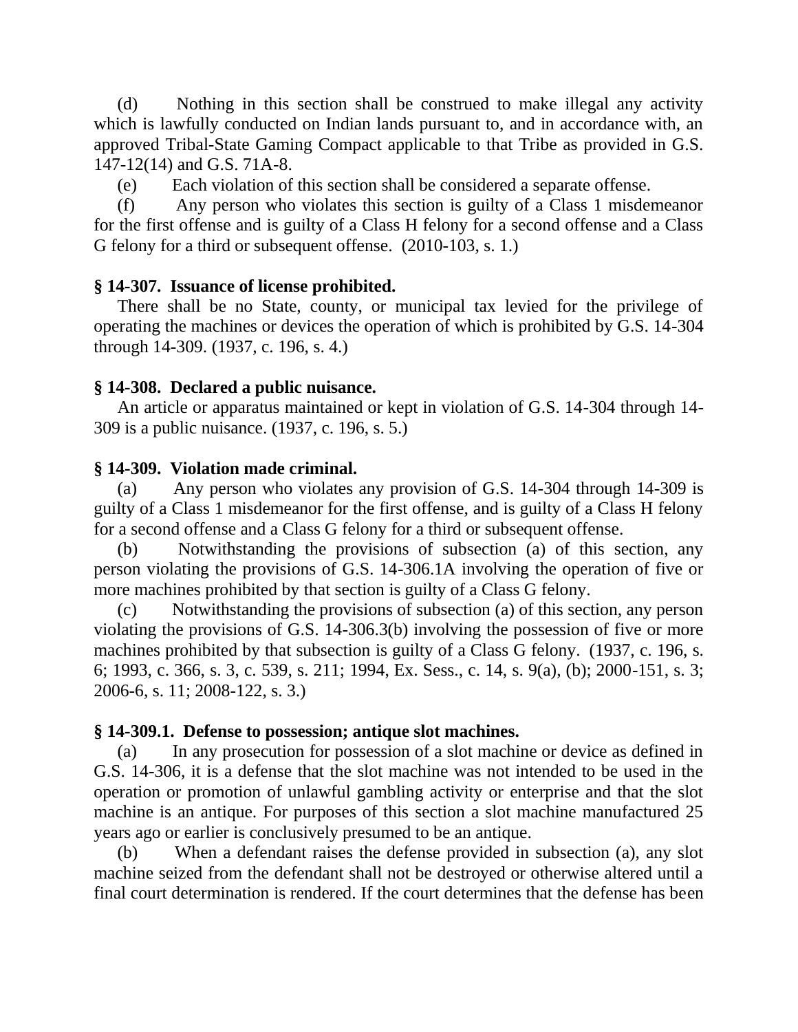(d) Nothing in this section shall be construed to make illegal any activity which is lawfully conducted on Indian lands pursuant to, and in accordance with, an approved Tribal-State Gaming Compact applicable to that Tribe as provided in G.S. 147-12(14) and G.S. 71A-8.

(e) Each violation of this section shall be considered a separate offense.

(f) Any person who violates this section is guilty of a Class 1 misdemeanor for the first offense and is guilty of a Class H felony for a second offense and a Class G felony for a third or subsequent offense. (2010-103, s. 1.)

**§ 14-307. Issuance of license prohibited.**

There shall be no State, county, or municipal tax levied for the privilege of operating the machines or devices the operation of which is prohibited by G.S. 14-304 through 14-309. (1937, c. 196, s. 4.)

**§ 14-308. Declared a public nuisance.**

An article or apparatus maintained or kept in violation of G.S. 14-304 through 14-309 is a public nuisance. (1937, c. 196, s. 5.)

**§ 14-309. Violation made criminal.**

(a) Any person who violates any provision of G.S. 14-304 through 14-309 is guilty of a Class 1 misdemeanor for the first offense, and is guilty of a Class H felony for a second offense and a Class G felony for a third or subsequent offense.

(b) Notwithstanding the provisions of subsection (a) of this section, any person violating the provisions of G.S. 14-306.1A involving the operation of five or more machines prohibited by that section is guilty of a Class G felony.

(c) Notwithstanding the provisions of subsection (a) of this section, any person violating the provisions of G.S. 14-306.3(b) involving the possession of five or more machines prohibited by that subsection is guilty of a Class G felony. (1937, c. 196, s. 6; 1993, c. 366, s. 3, c. 539, s. 211; 1994, Ex. Sess., c. 14, s. 9(a), (b); 2000-151, s. 3; 2006-6, s. 11; 2008-122, s. 3.)

**§ 14-309.1. Defense to possession; antique slot machines.**

(a) In any prosecution for possession of a slot machine or device as defined in G.S. 14-306, it is a defense that the slot machine was not intended to be used in the operation or promotion of unlawful gambling activity or enterprise and that the slot machine is an antique. For purposes of this section a slot machine manufactured 25 years ago or earlier is conclusively presumed to be an antique.

(b) When a defendant raises the defense provided in subsection (a), any slot machine seized from the defendant shall not be destroyed or otherwise altered until a final court determination is rendered. If the court determines that the defense has been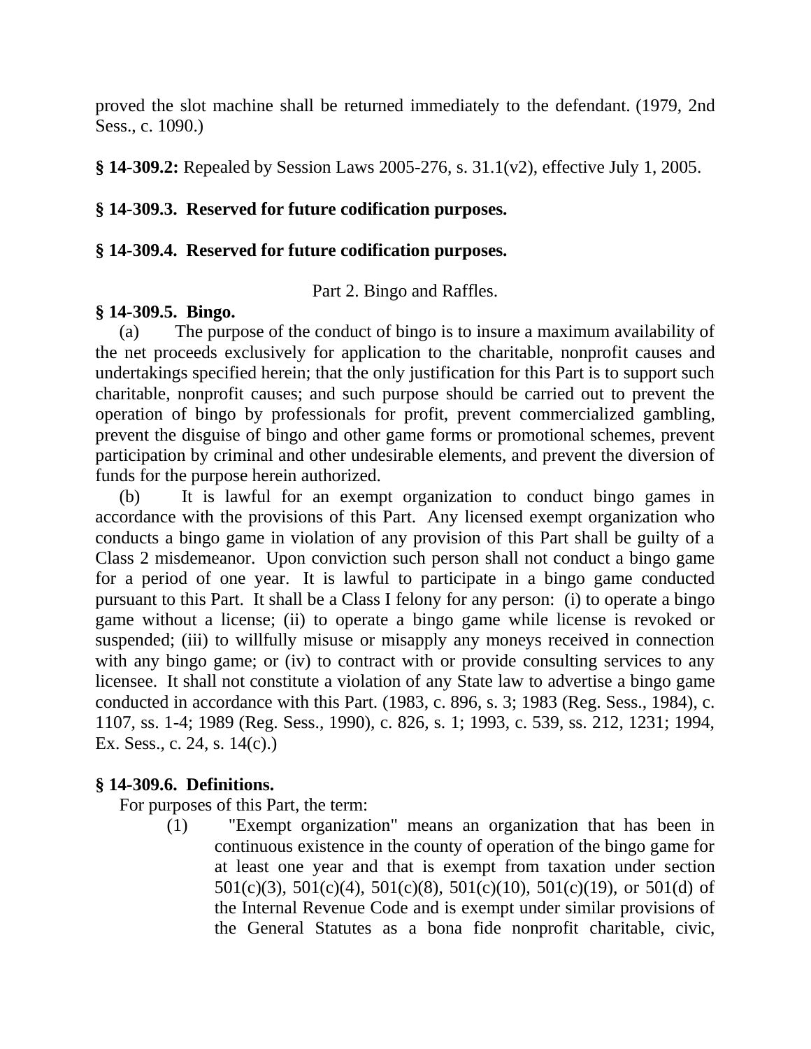proved the slot machine shall be returned immediately to the defendant. (1979, 2nd Sess., c. 1090.)

**§ 14-309.2:** Repealed by Session Laws 2005-276, s. 31.1(v2), effective July 1, 2005.

**§ 14-309.3. Reserved for future codification purposes.**

**§ 14-309.4. Reserved for future codification purposes.**

Part 2. Bingo and Raffles.

**§ 14-309.5. Bingo.**

(a) The purpose of the conduct of bingo is to insure a maximum availability of the net proceeds exclusively for application to the charitable, nonprofit causes and undertakings specified herein; that the only justification for this Part is to support such charitable, nonprofit causes; and such purpose should be carried out to prevent the operation of bingo by professionals for profit, prevent commercialized gambling, prevent the disguise of bingo and other game forms or promotional schemes, prevent participation by criminal and other undesirable elements, and prevent the diversion of funds for the purpose herein authorized.

(b) It is lawful for an exempt organization to conduct bingo games in accordance with the provisions of this Part. Any licensed exempt organization who conducts a bingo game in violation of any provision of this Part shall be guilty of a Class 2 misdemeanor. Upon conviction such person shall not conduct a bingo game for a period of one year. It is lawful to participate in a bingo game conducted pursuant to this Part. It shall be a Class I felony for any person: (i) to operate a bingo game without a license; (ii) to operate a bingo game while license is revoked or suspended; (iii) to willfully misuse or misapply any moneys received in connection with any bingo game; or (iv) to contract with or provide consulting services to any licensee. It shall not constitute a violation of any State law to advertise a bingo game conducted in accordance with this Part. (1983, c. 896, s. 3; 1983 (Reg. Sess., 1984), c. 1107, ss. 1-4; 1989 (Reg. Sess., 1990), c. 826, s. 1; 1993, c. 539, ss. 212, 1231; 1994, Ex. Sess., c. 24, s. 14(c).)

**§ 14-309.6. Definitions.**

For purposes of this Part, the term:

(1) "Exempt organization" means an organization that has been in continuous existence in the county of operation of the bingo game for at least one year and that is exempt from taxation under section 501(c)(3), 501(c)(4), 501(c)(8), 501(c)(10), 501(c)(19), or 501(d) of the Internal Revenue Code and is exempt under similar provisions of the General Statutes as a bona fide nonprofit charitable, civic,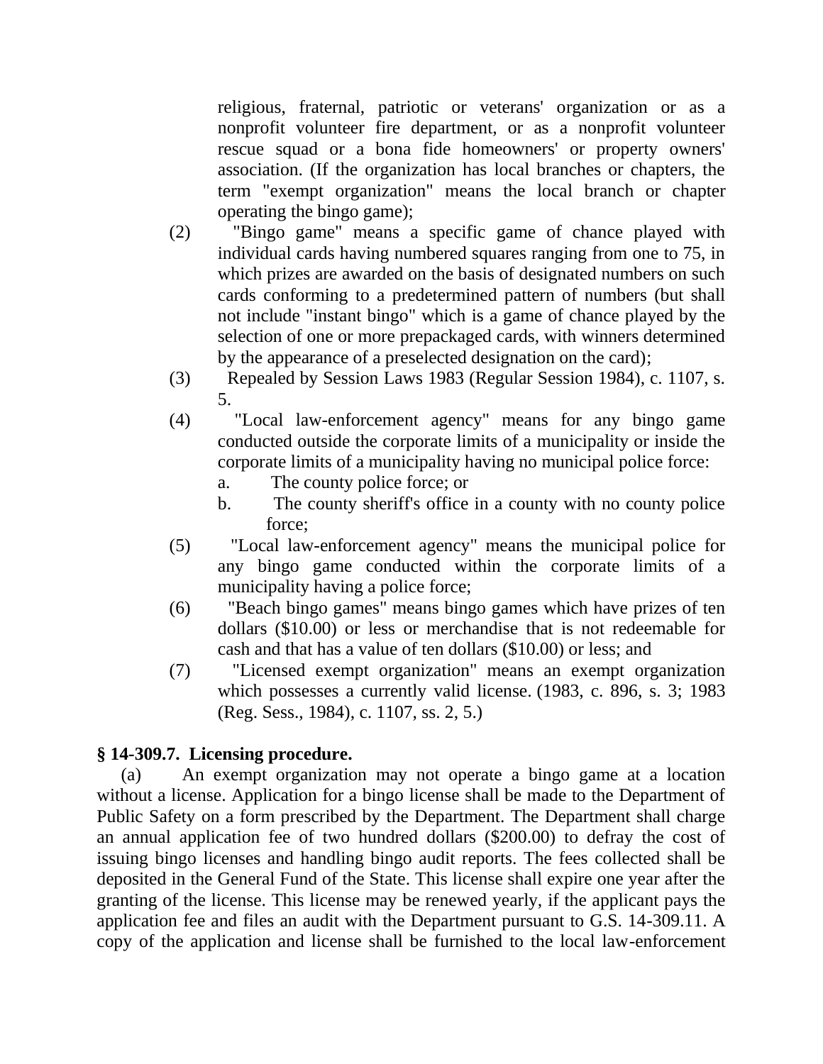religious, fraternal, patriotic or veterans' organization or as a nonprofit volunteer fire department, or as a nonprofit volunteer rescue squad or a bona fide homeowners' or property owners' association. (If the organization has local branches or chapters, the term "exempt organization" means the local branch or chapter operating the bingo game);

(2) "Bingo game" means a specific game of chance played with individual cards having numbered squares ranging from one to 75, in which prizes are awarded on the basis of designated numbers on such cards conforming to a predetermined pattern of numbers (but shall not include "instant bingo" which is a game of chance played by the selection of one or more prepackaged cards, with winners determined by the appearance of a preselected designation on the card);

(3) Repealed by Session Laws 1983 (Regular Session 1984), c. 1107, s. 5.

(4) "Local law-enforcement agency" means for any bingo game conducted outside the corporate limits of a municipality or inside the corporate limits of a municipality having no municipal police force:
  a. The county police force; or
  b. The county sheriff's office in a county with no county police force;

(5) "Local law-enforcement agency" means the municipal police for any bingo game conducted within the corporate limits of a municipality having a police force;

(6) "Beach bingo games" means bingo games which have prizes of ten dollars ($10.00) or less or merchandise that is not redeemable for cash and that has a value of ten dollars ($10.00) or less; and

(7) "Licensed exempt organization" means an exempt organization which possesses a currently valid license. (1983, c. 896, s. 3; 1983 (Reg. Sess., 1984), c. 1107, ss. 2, 5.)

**§ 14-309.7. Licensing procedure.**

(a) An exempt organization may not operate a bingo game at a location without a license. Application for a bingo license shall be made to the Department of Public Safety on a form prescribed by the Department. The Department shall charge an annual application fee of two hundred dollars ($200.00) to defray the cost of issuing bingo licenses and handling bingo audit reports. The fees collected shall be deposited in the General Fund of the State. This license shall expire one year after the granting of the license. This license may be renewed yearly, if the applicant pays the application fee and files an audit with the Department pursuant to G.S. 14-309.11. A copy of the application and license shall be furnished to the local law-enforcement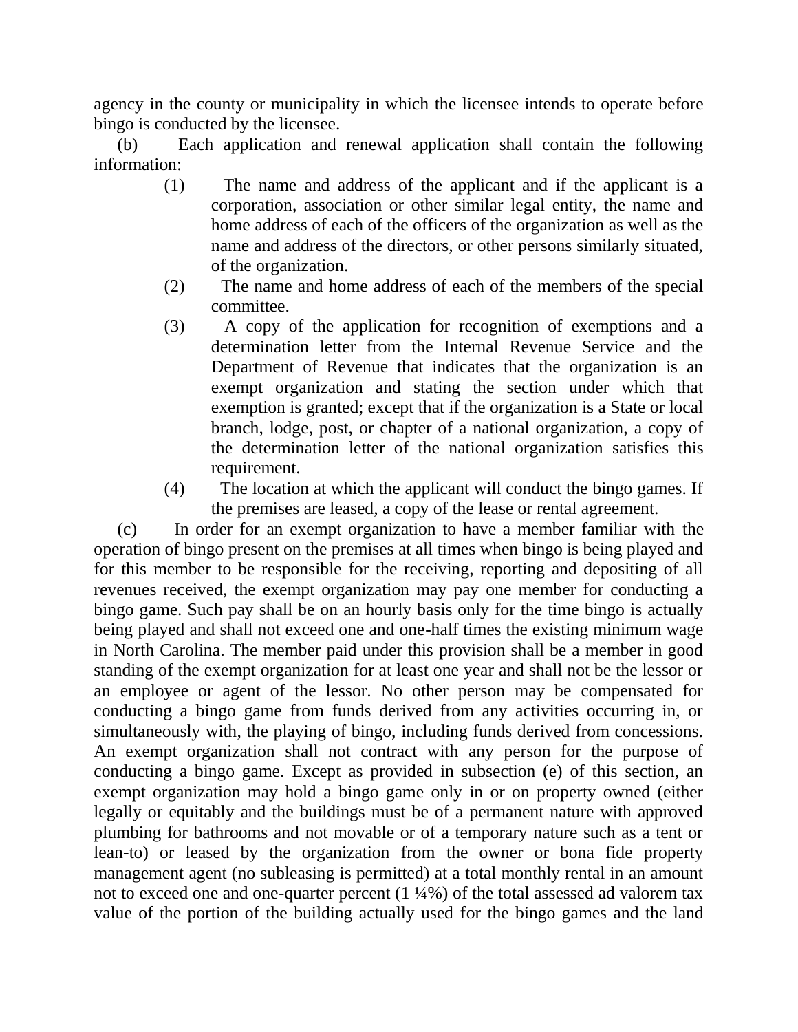agency in the county or municipality in which the licensee intends to operate before bingo is conducted by the licensee.

(b) Each application and renewal application shall contain the following information:

(1) The name and address of the applicant and if the applicant is a corporation, association or other similar legal entity, the name and home address of each of the officers of the organization as well as the name and address of the directors, or other persons similarly situated, of the organization.

(2) The name and home address of each of the members of the special committee.

(3) A copy of the application for recognition of exemptions and a determination letter from the Internal Revenue Service and the Department of Revenue that indicates that the organization is an exempt organization and stating the section under which that exemption is granted; except that if the organization is a State or local branch, lodge, post, or chapter of a national organization, a copy of the determination letter of the national organization satisfies this requirement.

(4) The location at which the applicant will conduct the bingo games. If the premises are leased, a copy of the lease or rental agreement.

(c) In order for an exempt organization to have a member familiar with the operation of bingo present on the premises at all times when bingo is being played and for this member to be responsible for the receiving, reporting and depositing of all revenues received, the exempt organization may pay one member for conducting a bingo game. Such pay shall be on an hourly basis only for the time bingo is actually being played and shall not exceed one and one-half times the existing minimum wage in North Carolina. The member paid under this provision shall be a member in good standing of the exempt organization for at least one year and shall not be the lessor or an employee or agent of the lessor. No other person may be compensated for conducting a bingo game from funds derived from any activities occurring in, or simultaneously with, the playing of bingo, including funds derived from concessions. An exempt organization shall not contract with any person for the purpose of conducting a bingo game. Except as provided in subsection (e) of this section, an exempt organization may hold a bingo game only in or on property owned (either legally or equitably and the buildings must be of a permanent nature with approved plumbing for bathrooms and not movable or of a temporary nature such as a tent or lean-to) or leased by the organization from the owner or bona fide property management agent (no subleasing is permitted) at a total monthly rental in an amount not to exceed one and one-quarter percent (1 ¼%) of the total assessed ad valorem tax value of the portion of the building actually used for the bingo games and the land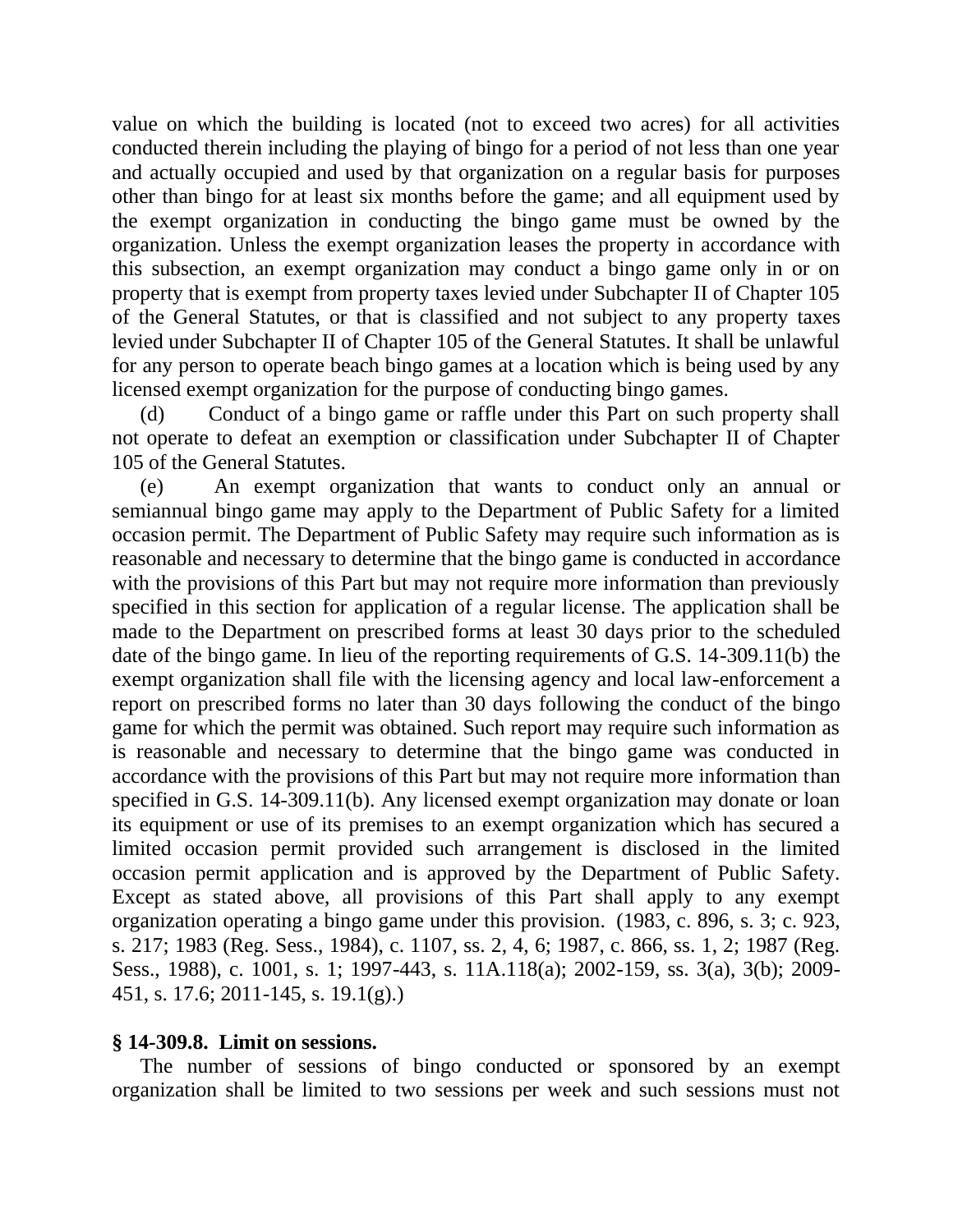value on which the building is located (not to exceed two acres) for all activities conducted therein including the playing of bingo for a period of not less than one year and actually occupied and used by that organization on a regular basis for purposes other than bingo for at least six months before the game; and all equipment used by the exempt organization in conducting the bingo game must be owned by the organization. Unless the exempt organization leases the property in accordance with this subsection, an exempt organization may conduct a bingo game only in or on property that is exempt from property taxes levied under Subchapter II of Chapter 105 of the General Statutes, or that is classified and not subject to any property taxes levied under Subchapter II of Chapter 105 of the General Statutes. It shall be unlawful for any person to operate beach bingo games at a location which is being used by any licensed exempt organization for the purpose of conducting bingo games.

(d) Conduct of a bingo game or raffle under this Part on such property shall not operate to defeat an exemption or classification under Subchapter II of Chapter 105 of the General Statutes.

(e) An exempt organization that wants to conduct only an annual or semiannual bingo game may apply to the Department of Public Safety for a limited occasion permit. The Department of Public Safety may require such information as is reasonable and necessary to determine that the bingo game is conducted in accordance with the provisions of this Part but may not require more information than previously specified in this section for application of a regular license. The application shall be made to the Department on prescribed forms at least 30 days prior to the scheduled date of the bingo game. In lieu of the reporting requirements of G.S. 14-309.11(b) the exempt organization shall file with the licensing agency and local law-enforcement a report on prescribed forms no later than 30 days following the conduct of the bingo game for which the permit was obtained. Such report may require such information as is reasonable and necessary to determine that the bingo game was conducted in accordance with the provisions of this Part but may not require more information than specified in G.S. 14-309.11(b). Any licensed exempt organization may donate or loan its equipment or use of its premises to an exempt organization which has secured a limited occasion permit provided such arrangement is disclosed in the limited occasion permit application and is approved by the Department of Public Safety. Except as stated above, all provisions of this Part shall apply to any exempt organization operating a bingo game under this provision. (1983, c. 896, s. 3; c. 923, s. 217; 1983 (Reg. Sess., 1984), c. 1107, ss. 2, 4, 6; 1987, c. 866, ss. 1, 2; 1987 (Reg. Sess., 1988), c. 1001, s. 1; 1997-443, s. 11A.118(a); 2002-159, ss. 3(a), 3(b); 2009-451, s. 17.6; 2011-145, s. 19.1(g).)

**§ 14-309.8. Limit on sessions.**

The number of sessions of bingo conducted or sponsored by an exempt organization shall be limited to two sessions per week and such sessions must not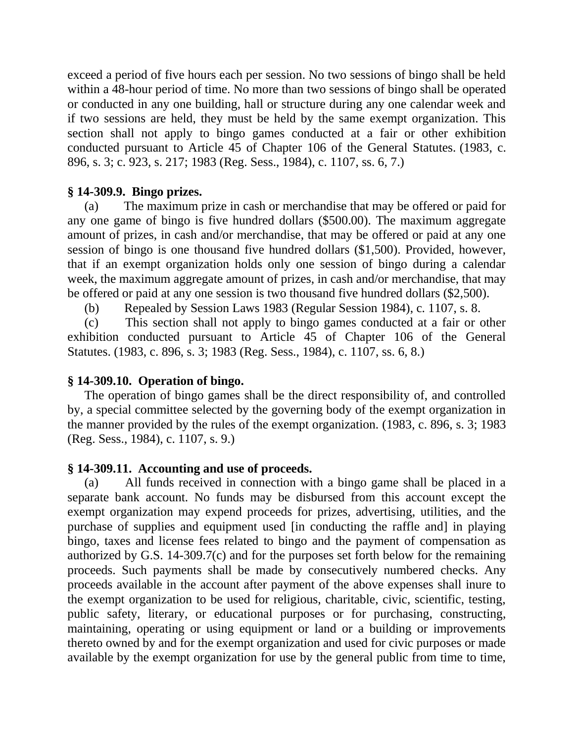exceed a period of five hours each per session. No two sessions of bingo shall be held within a 48-hour period of time. No more than two sessions of bingo shall be operated or conducted in any one building, hall or structure during any one calendar week and if two sessions are held, they must be held by the same exempt organization. This section shall not apply to bingo games conducted at a fair or other exhibition conducted pursuant to Article 45 of Chapter 106 of the General Statutes. (1983, c. 896, s. 3; c. 923, s. 217; 1983 (Reg. Sess., 1984), c. 1107, ss. 6, 7.)

**§ 14-309.9. Bingo prizes.**

(a) The maximum prize in cash or merchandise that may be offered or paid for any one game of bingo is five hundred dollars ($500.00). The maximum aggregate amount of prizes, in cash and/or merchandise, that may be offered or paid at any one session of bingo is one thousand five hundred dollars ($1,500). Provided, however, that if an exempt organization holds only one session of bingo during a calendar week, the maximum aggregate amount of prizes, in cash and/or merchandise, that may be offered or paid at any one session is two thousand five hundred dollars ($2,500).

(b) Repealed by Session Laws 1983 (Regular Session 1984), c. 1107, s. 8.

(c) This section shall not apply to bingo games conducted at a fair or other exhibition conducted pursuant to Article 45 of Chapter 106 of the General Statutes. (1983, c. 896, s. 3; 1983 (Reg. Sess., 1984), c. 1107, ss. 6, 8.)

**§ 14-309.10. Operation of bingo.**

The operation of bingo games shall be the direct responsibility of, and controlled by, a special committee selected by the governing body of the exempt organization in the manner provided by the rules of the exempt organization. (1983, c. 896, s. 3; 1983 (Reg. Sess., 1984), c. 1107, s. 9.)

**§ 14-309.11. Accounting and use of proceeds.**

(a) All funds received in connection with a bingo game shall be placed in a separate bank account. No funds may be disbursed from this account except the exempt organization may expend proceeds for prizes, advertising, utilities, and the purchase of supplies and equipment used [in conducting the raffle and] in playing bingo, taxes and license fees related to bingo and the payment of compensation as authorized by G.S. 14-309.7(c) and for the purposes set forth below for the remaining proceeds. Such payments shall be made by consecutively numbered checks. Any proceeds available in the account after payment of the above expenses shall inure to the exempt organization to be used for religious, charitable, civic, scientific, testing, public safety, literary, or educational purposes or for purchasing, constructing, maintaining, operating or using equipment or land or a building or improvements thereto owned by and for the exempt organization and used for civic purposes or made available by the exempt organization for use by the general public from time to time,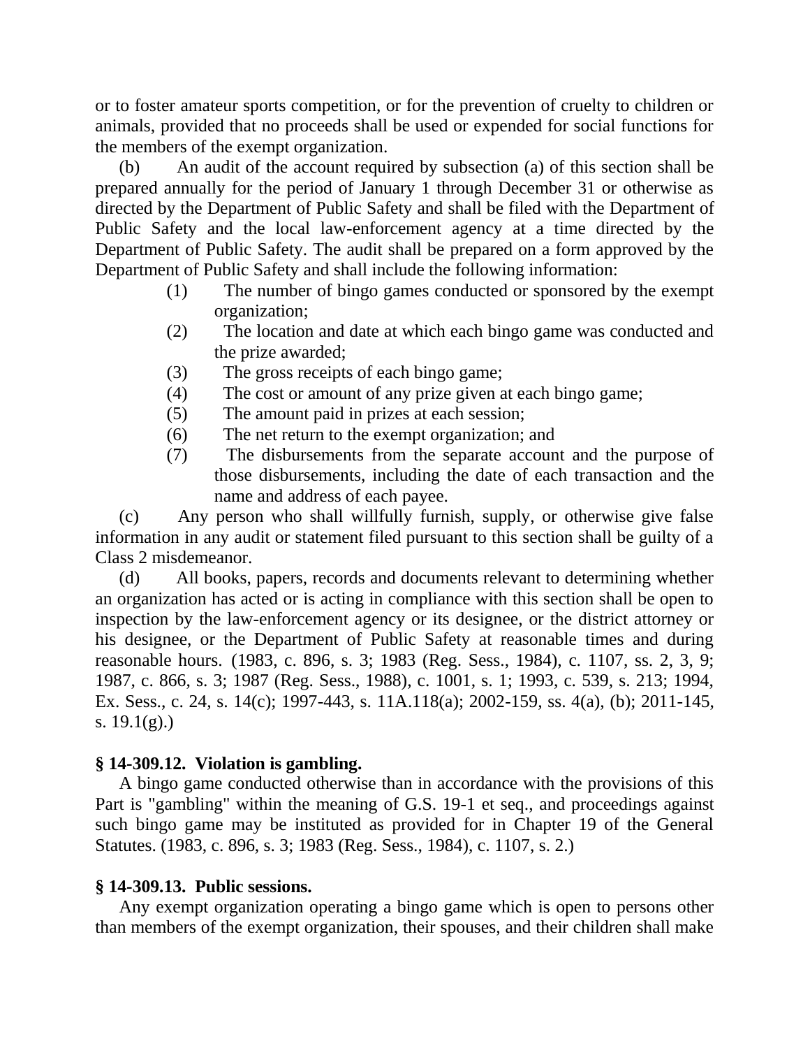or to foster amateur sports competition, or for the prevention of cruelty to children or animals, provided that no proceeds shall be used or expended for social functions for the members of the exempt organization.

(b) An audit of the account required by subsection (a) of this section shall be prepared annually for the period of January 1 through December 31 or otherwise as directed by the Department of Public Safety and shall be filed with the Department of Public Safety and the local law-enforcement agency at a time directed by the Department of Public Safety. The audit shall be prepared on a form approved by the Department of Public Safety and shall include the following information:

(1) The number of bingo games conducted or sponsored by the exempt organization;

(2) The location and date at which each bingo game was conducted and the prize awarded;

(3) The gross receipts of each bingo game;

(4) The cost or amount of any prize given at each bingo game;

(5) The amount paid in prizes at each session;

(6) The net return to the exempt organization; and

(7) The disbursements from the separate account and the purpose of those disbursements, including the date of each transaction and the name and address of each payee.

(c) Any person who shall willfully furnish, supply, or otherwise give false information in any audit or statement filed pursuant to this section shall be guilty of a Class 2 misdemeanor.

(d) All books, papers, records and documents relevant to determining whether an organization has acted or is acting in compliance with this section shall be open to inspection by the law-enforcement agency or its designee, or the district attorney or his designee, or the Department of Public Safety at reasonable times and during reasonable hours. (1983, c. 896, s. 3; 1983 (Reg. Sess., 1984), c. 1107, ss. 2, 3, 9; 1987, c. 866, s. 3; 1987 (Reg. Sess., 1988), c. 1001, s. 1; 1993, c. 539, s. 213; 1994, Ex. Sess., c. 24, s. 14(c); 1997-443, s. 11A.118(a); 2002-159, ss. 4(a), (b); 2011-145, s. 19.1(g).)

**§ 14-309.12. Violation is gambling.**

A bingo game conducted otherwise than in accordance with the provisions of this Part is "gambling" within the meaning of G.S. 19-1 et seq., and proceedings against such bingo game may be instituted as provided for in Chapter 19 of the General Statutes. (1983, c. 896, s. 3; 1983 (Reg. Sess., 1984), c. 1107, s. 2.)

**§ 14-309.13. Public sessions.**

Any exempt organization operating a bingo game which is open to persons other than members of the exempt organization, their spouses, and their children shall make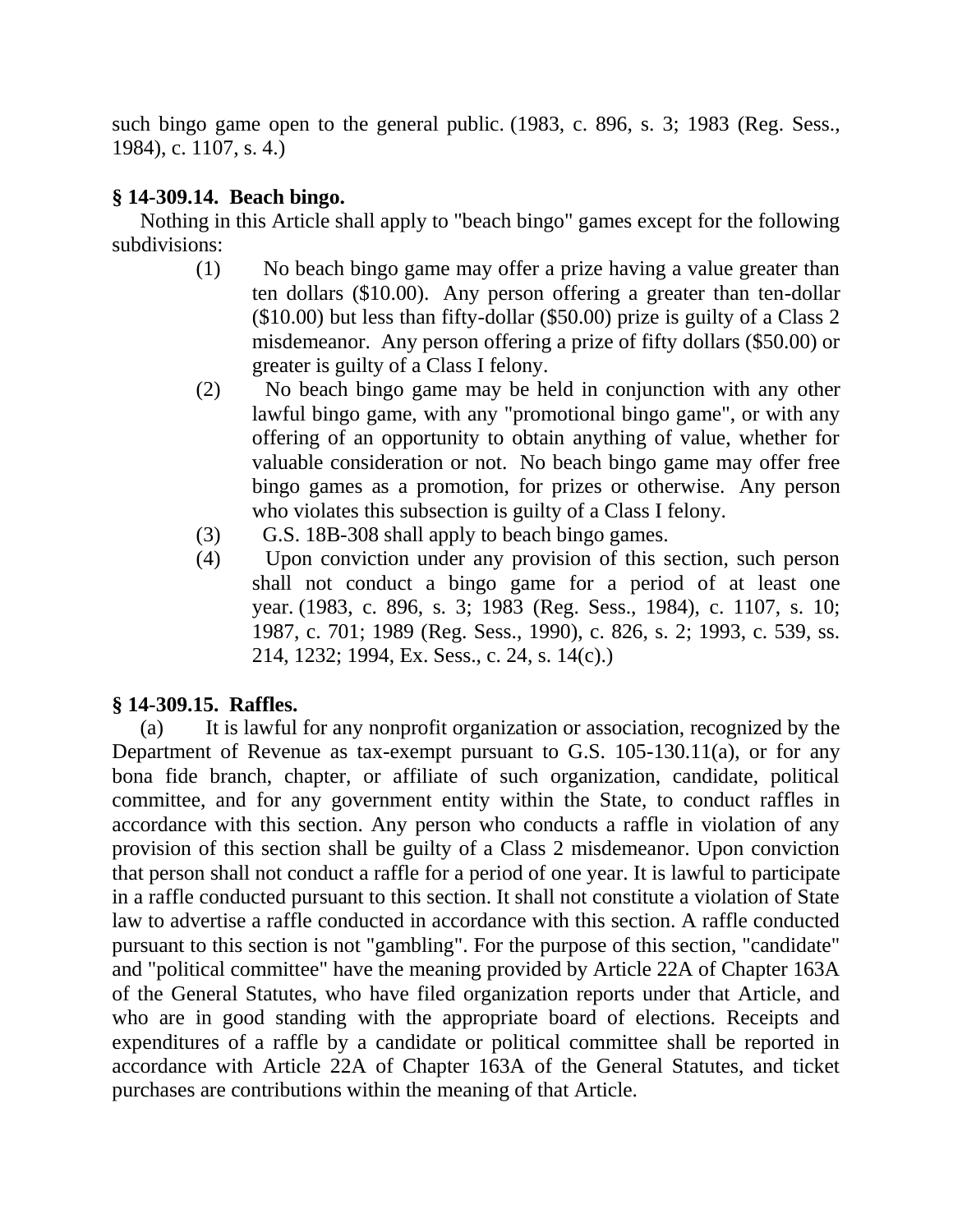such bingo game open to the general public. (1983, c. 896, s. 3; 1983 (Reg. Sess., 1984), c. 1107, s. 4.)

### § 14-309.14. Beach bingo.

Nothing in this Article shall apply to "beach bingo" games except for the following subdivisions:

(1) No beach bingo game may offer a prize having a value greater than ten dollars ($10.00). Any person offering a greater than ten-dollar ($10.00) but less than fifty-dollar ($50.00) prize is guilty of a Class 2 misdemeanor. Any person offering a prize of fifty dollars ($50.00) or greater is guilty of a Class I felony.

(2) No beach bingo game may be held in conjunction with any other lawful bingo game, with any "promotional bingo game", or with any offering of an opportunity to obtain anything of value, whether for valuable consideration or not. No beach bingo game may offer free bingo games as a promotion, for prizes or otherwise. Any person who violates this subsection is guilty of a Class I felony.

(3) G.S. 18B-308 shall apply to beach bingo games.

(4) Upon conviction under any provision of this section, such person shall not conduct a bingo game for a period of at least one year. (1983, c. 896, s. 3; 1983 (Reg. Sess., 1984), c. 1107, s. 10; 1987, c. 701; 1989 (Reg. Sess., 1990), c. 826, s. 2; 1993, c. 539, ss. 214, 1232; 1994, Ex. Sess., c. 24, s. 14(c).)

### § 14-309.15. Raffles.

(a) It is lawful for any nonprofit organization or association, recognized by the Department of Revenue as tax-exempt pursuant to G.S. 105-130.11(a), or for any bona fide branch, chapter, or affiliate of such organization, candidate, political committee, and for any government entity within the State, to conduct raffles in accordance with this section. Any person who conducts a raffle in violation of any provision of this section shall be guilty of a Class 2 misdemeanor. Upon conviction that person shall not conduct a raffle for a period of one year. It is lawful to participate in a raffle conducted pursuant to this section. It shall not constitute a violation of State law to advertise a raffle conducted in accordance with this section. A raffle conducted pursuant to this section is not "gambling". For the purpose of this section, "candidate" and "political committee" have the meaning provided by Article 22A of Chapter 163A of the General Statutes, who have filed organization reports under that Article, and who are in good standing with the appropriate board of elections. Receipts and expenditures of a raffle by a candidate or political committee shall be reported in accordance with Article 22A of Chapter 163A of the General Statutes, and ticket purchases are contributions within the meaning of that Article.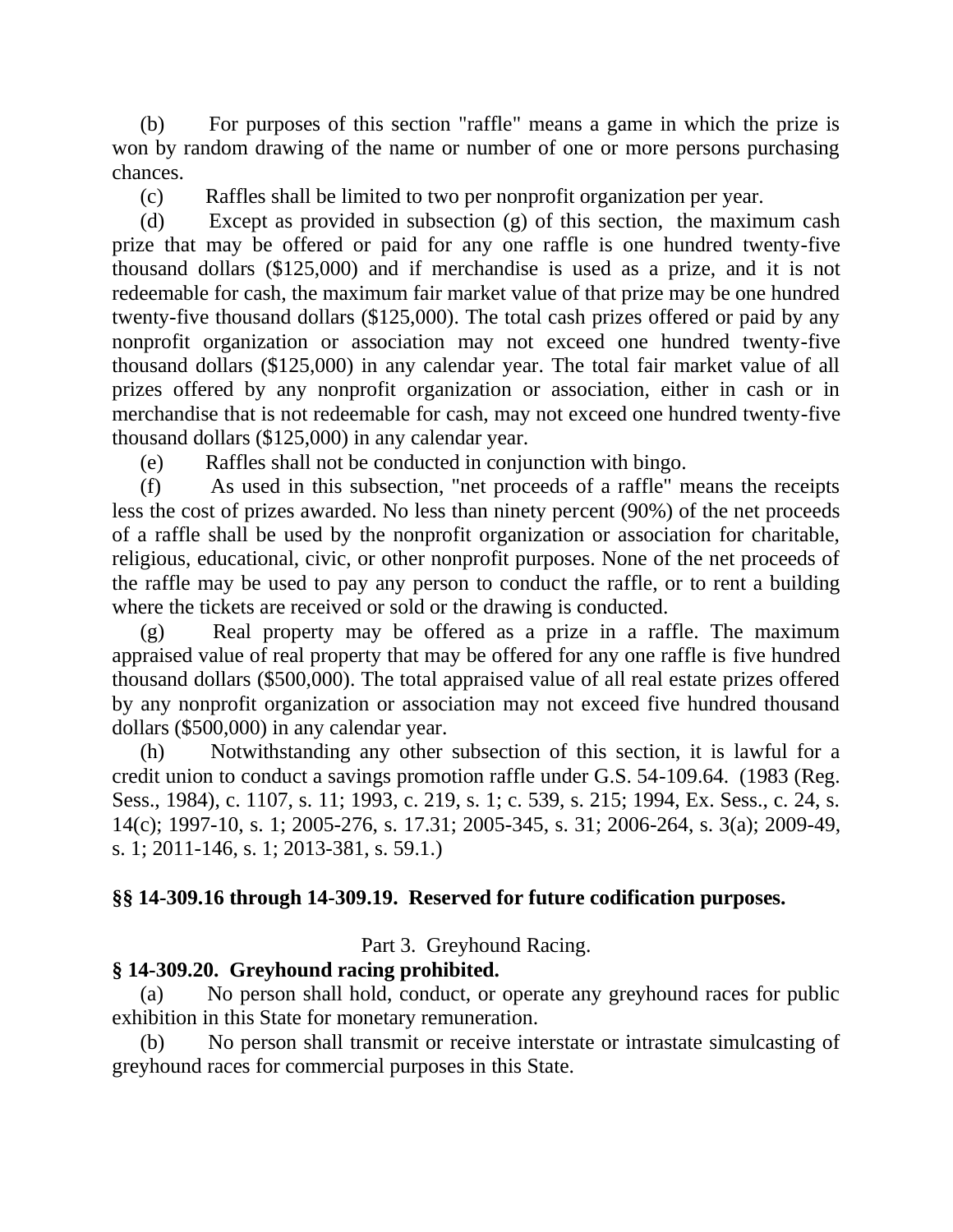(b) For purposes of this section "raffle" means a game in which the prize is won by random drawing of the name or number of one or more persons purchasing chances.

(c) Raffles shall be limited to two per nonprofit organization per year.

(d) Except as provided in subsection (g) of this section, the maximum cash prize that may be offered or paid for any one raffle is one hundred twenty-five thousand dollars ($125,000) and if merchandise is used as a prize, and it is not redeemable for cash, the maximum fair market value of that prize may be one hundred twenty-five thousand dollars ($125,000). The total cash prizes offered or paid by any nonprofit organization or association may not exceed one hundred twenty-five thousand dollars ($125,000) in any calendar year. The total fair market value of all prizes offered by any nonprofit organization or association, either in cash or in merchandise that is not redeemable for cash, may not exceed one hundred twenty-five thousand dollars ($125,000) in any calendar year.

(e) Raffles shall not be conducted in conjunction with bingo.

(f) As used in this subsection, "net proceeds of a raffle" means the receipts less the cost of prizes awarded. No less than ninety percent (90%) of the net proceeds of a raffle shall be used by the nonprofit organization or association for charitable, religious, educational, civic, or other nonprofit purposes. None of the net proceeds of the raffle may be used to pay any person to conduct the raffle, or to rent a building where the tickets are received or sold or the drawing is conducted.

(g) Real property may be offered as a prize in a raffle. The maximum appraised value of real property that may be offered for any one raffle is five hundred thousand dollars ($500,000). The total appraised value of all real estate prizes offered by any nonprofit organization or association may not exceed five hundred thousand dollars ($500,000) in any calendar year.

(h) Notwithstanding any other subsection of this section, it is lawful for a credit union to conduct a savings promotion raffle under G.S. 54-109.64. (1983 (Reg. Sess., 1984), c. 1107, s. 11; 1993, c. 219, s. 1; c. 539, s. 215; 1994, Ex. Sess., c. 24, s. 14(c); 1997-10, s. 1; 2005-276, s. 17.31; 2005-345, s. 31; 2006-264, s. 3(a); 2009-49, s. 1; 2011-146, s. 1; 2013-381, s. 59.1.)

**§§ 14-309.16 through 14-309.19. Reserved for future codification purposes.**

Part 3. Greyhound Racing.

**§ 14-309.20. Greyhound racing prohibited.**

(a) No person shall hold, conduct, or operate any greyhound races for public exhibition in this State for monetary remuneration.

(b) No person shall transmit or receive interstate or intrastate simulcasting of greyhound races for commercial purposes in this State.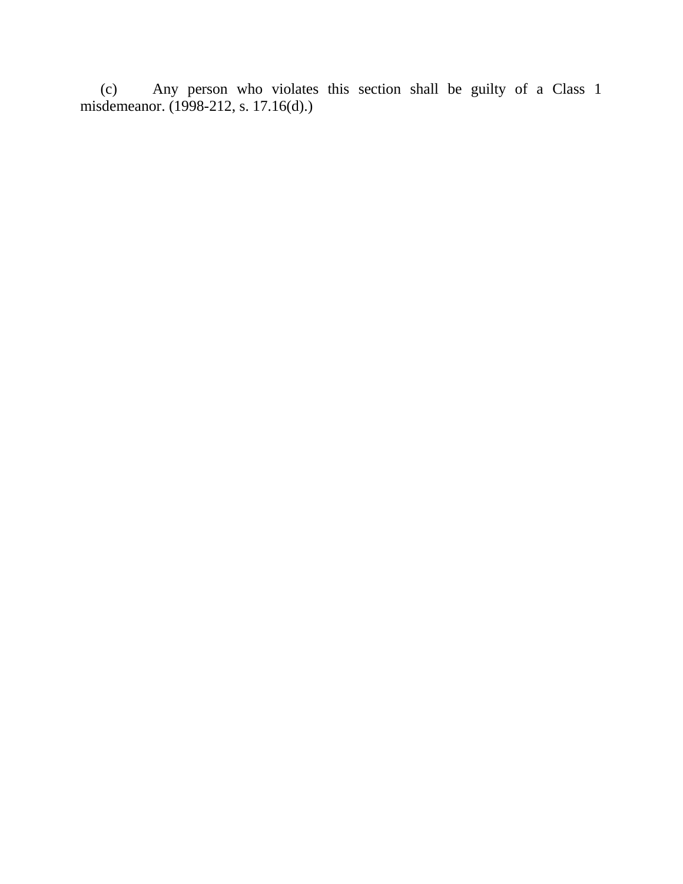(c) Any person who violates this section shall be guilty of a Class 1 misdemeanor. (1998-212, s. 17.16(d).)